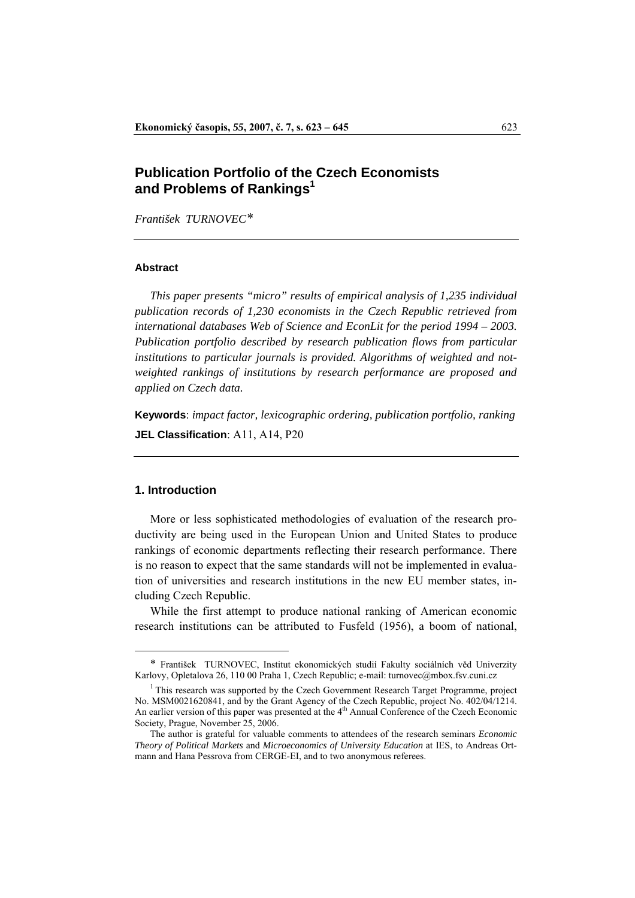# Publication Portfolio of the Czech Economists and Problems of Rankings[1]

*František TURNOVEC*\*

### Abstract

*This paper presents "micro" results of empirical analysis of 1,235 individual publication records of 1,230 economists in the Czech Republic retrieved from international databases Web of Science and EconLit for the period 1994 – 2003. Publication portfolio described by research publication flows from particular institutions to particular journals is provided. Algorithms of weighted and not-weighted rankings of institutions by research performance are proposed and applied on Czech data.*

**Keywords**: *impact factor, lexicographic ordering, publication portfolio, ranking*

**JEL Classification**: A11, A14, P20

## 1. Introduction

More or less sophisticated methodologies of evaluation of the research productivity are being used in the European Union and United States to produce rankings of economic departments reflecting their research performance. There is no reason to expect that the same standards will not be implemented in evaluation of universities and research institutions in the new EU member states, including Czech Republic.

While the first attempt to produce national ranking of American economic research institutions can be attributed to Fusfeld (1956), a boom of national,

---

\* František TURNOVEC, Institut ekonomických studií Fakulty sociálních věd Univerzity Karlovy, Opletalova 26, 110 00 Praha 1, Czech Republic; e-mail: turnovec@mbox.fsv.cuni.cz

[1] This research was supported by the Czech Government Research Target Programme, project No. MSM0021620841, and by the Grant Agency of the Czech Republic, project No. 402/04/1214. An earlier version of this paper was presented at the 4th Annual Conference of the Czech Economic Society, Prague, November 25, 2006.

The author is grateful for valuable comments to attendees of the research seminars *Economic Theory of Political Markets* and *Microeconomics of University Education* at IES, to Andreas Ortmann and Hana Pessrova from CERGE-EI, and to two anonymous referees.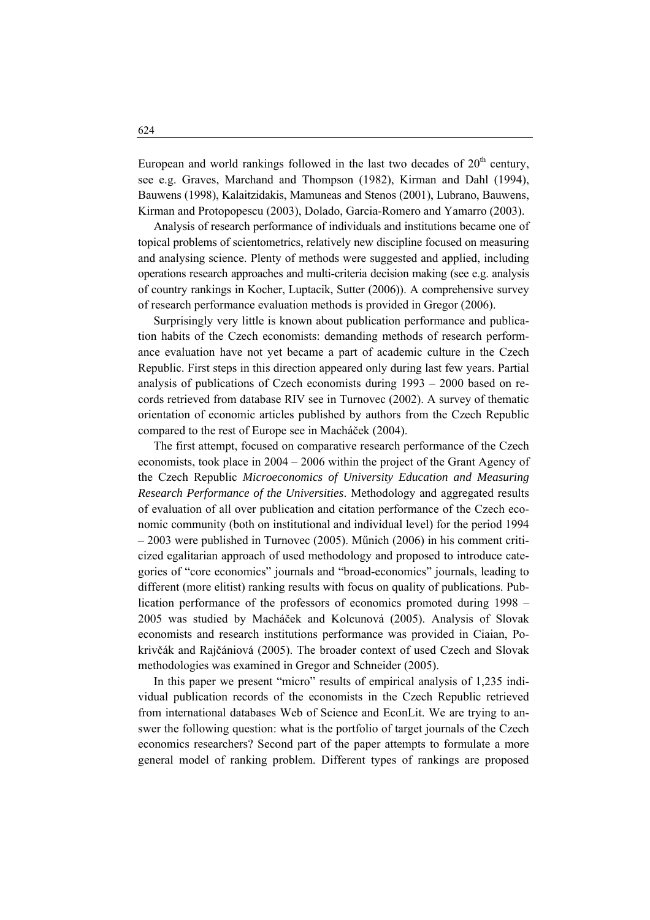European and world rankings followed in the last two decades of $20^{th}$ century, see e.g. Graves, Marchand and Thompson (1982), Kirman and Dahl (1994), Bauwens (1998), Kalaitzidakis, Mamuneas and Stenos (2001), Lubrano, Bauwens, Kirman and Protopopescu (2003), Dolado, Garcia-Romero and Yamarro (2003).

Analysis of research performance of individuals and institutions became one of topical problems of scientometrics, relatively new discipline focused on measuring and analysing science. Plenty of methods were suggested and applied, including operations research approaches and multi-criteria decision making (see e.g. analysis of country rankings in Kocher, Luptacik, Sutter (2006)). A comprehensive survey of research performance evaluation methods is provided in Gregor (2006).

Surprisingly very little is known about publication performance and publication habits of the Czech economists: demanding methods of research performance evaluation have not yet became a part of academic culture in the Czech Republic. First steps in this direction appeared only during last few years. Partial analysis of publications of Czech economists during 1993 – 2000 based on records retrieved from database RIV see in Turnovec (2002). A survey of thematic orientation of economic articles published by authors from the Czech Republic compared to the rest of Europe see in Macháček (2004).

The first attempt, focused on comparative research performance of the Czech economists, took place in 2004 – 2006 within the project of the Grant Agency of the Czech Republic *Microeconomics of University Education and Measuring Research Performance of the Universities*. Methodology and aggregated results of evaluation of all over publication and citation performance of the Czech economic community (both on institutional and individual level) for the period 1994 – 2003 were published in Turnovec (2005). Műnich (2006) in his comment criticized egalitarian approach of used methodology and proposed to introduce categories of "core economics" journals and "broad-economics" journals, leading to different (more elitist) ranking results with focus on quality of publications. Publication performance of the professors of economics promoted during 1998 – 2005 was studied by Macháček and Kolcunová (2005). Analysis of Slovak economists and research institutions performance was provided in Ciaian, Pokrivčák and Rajčániová (2005). The broader context of used Czech and Slovak methodologies was examined in Gregor and Schneider (2005).

In this paper we present "micro" results of empirical analysis of 1,235 individual publication records of the economists in the Czech Republic retrieved from international databases Web of Science and EconLit. We are trying to answer the following question: what is the portfolio of target journals of the Czech economics researchers? Second part of the paper attempts to formulate a more general model of ranking problem. Different types of rankings are proposed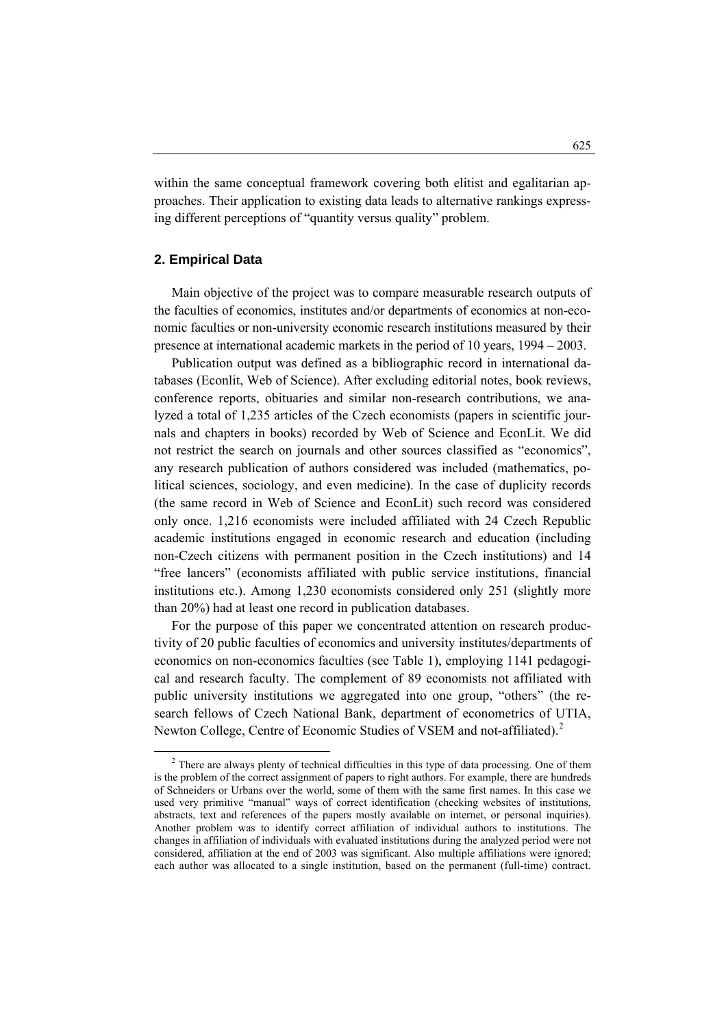within the same conceptual framework covering both elitist and egalitarian approaches. Their application to existing data leads to alternative rankings expressing different perceptions of "quantity versus quality" problem.

## 2. Empirical Data

Main objective of the project was to compare measurable research outputs of the faculties of economics, institutes and/or departments of economics at non-economic faculties or non-university economic research institutions measured by their presence at international academic markets in the period of 10 years, 1994 – 2003.

Publication output was defined as a bibliographic record in international databases (Econlit, Web of Science). After excluding editorial notes, book reviews, conference reports, obituaries and similar non-research contributions, we analyzed a total of 1,235 articles of the Czech economists (papers in scientific journals and chapters in books) recorded by Web of Science and EconLit. We did not restrict the search on journals and other sources classified as "economics", any research publication of authors considered was included (mathematics, political sciences, sociology, and even medicine). In the case of duplicity records (the same record in Web of Science and EconLit) such record was considered only once. 1,216 economists were included affiliated with 24 Czech Republic academic institutions engaged in economic research and education (including non-Czech citizens with permanent position in the Czech institutions) and 14 "free lancers" (economists affiliated with public service institutions, financial institutions etc.). Among 1,230 economists considered only 251 (slightly more than 20%) had at least one record in publication databases.

For the purpose of this paper we concentrated attention on research productivity of 20 public faculties of economics and university institutes/departments of economics on non-economics faculties (see Table 1), employing 1141 pedagogical and research faculty. The complement of 89 economists not affiliated with public university institutions we aggregated into one group, "others" (the research fellows of Czech National Bank, department of econometrics of UTIA, Newton College, Centre of Economic Studies of VSEM and not-affiliated).[2]

[2] There are always plenty of technical difficulties in this type of data processing. One of them is the problem of the correct assignment of papers to right authors. For example, there are hundreds of Schneiders or Urbans over the world, some of them with the same first names. In this case we used very primitive "manual" ways of correct identification (checking websites of institutions, abstracts, text and references of the papers mostly available on internet, or personal inquiries). Another problem was to identify correct affiliation of individual authors to institutions. The changes in affiliation of individuals with evaluated institutions during the analyzed period were not considered, affiliation at the end of 2003 was significant. Also multiple affiliations were ignored; each author was allocated to a single institution, based on the permanent (full-time) contract.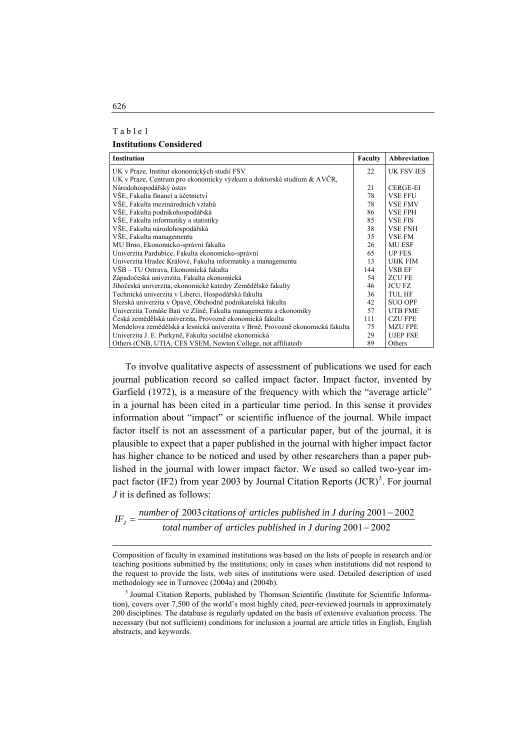Table 1

**Institutions Considered**

| Institution | Faculty | Abbreviation |
|---|---|---|
| UK v Praze, Institut ekonomických studií FSV | 22 | UK FSV IES |
| UK v Praze, Centrum pro ekonomicky výzkum a doktorské studium & AVČR, Národohospodářský ústav | 21 | CERGE-EI |
| VŠE, Fakulta financí a účetnictví | 78 | VSE FFU |
| VŠE, Fakulta mezinárodních vztahů | 78 | VSE FMV |
| VŠE, Fakulta podnikohospodářská | 86 | VSE FPH |
| VŠE, Fakulta informatiky a statistiky | 85 | VSE FIS |
| VŠE, Fakulta národohospodářská | 38 | VSE FNH |
| VŠE, Fakulta managementu | 35 | VSE FM |
| MU Brno, Ekonomicko-správní fakulta | 26 | MU ESF |
| Univerzita Pardubice, Fakulta ekonomicko-správní | 65 | UP FES |
| Univerzita Hradec Králové, Fakulta informatiky a managementu | 13 | UHK FIM |
| VŠB – TU Ostrava, Ekonomická fakulta | 144 | VSB EF |
| Západočeská univerzita, Fakulta ekonomická | 54 | ZCU FE |
| Jihočeská univerzita, ekonomické katedry Zemědělské fakulty | 46 | JCU FZ |
| Technická univerzita v Liberci, Hospodářská fakulta | 36 | TUL HF |
| Slezská univerzita v Opavě, Obchodně podnikatelská fakulta | 42 | SUO OPF |
| Univerzita Tomáše Bati ve Zlíně, Fakulta managementu a ekonomiky | 57 | UTB FME |
| Česká zemědělská univerzita, Provozně ekonomická fakulta | 111 | CZU FPE |
| Mendelova zemědělská a lesnická univerzita v Brně, Provozně ekonomická fakulta | 75 | MZU FPE |
| Univerzita J. E. Purkyně, Fakulta sociálně ekonomická | 29 | UJEP FSE |
| Others (CNB, UTIA, CES VSEM, Newton College, not affiliated) | 89 | Others |

To involve qualitative aspects of assessment of publications we used for each journal publication record so called impact factor. Impact factor, invented by Garfield (1972), is a measure of the frequency with which the "average article" in a journal has been cited in a particular time period. In this sense it provides information about "impact" or scientific influence of the journal. While impact factor itself is not an assessment of a particular paper, but of the journal, it is plausible to expect that a paper published in the journal with higher impact factor has higher chance to be noticed and used by other researchers than a paper published in the journal with lower impact factor. We used so called two-year impact factor (IF2) from year 2003 by Journal Citation Reports (JCR)[3]. For journal *J* it is defined as follows:

$$IF_J = \frac{\textit{number of } 2003 \textit{ citations of articles published in } J \textit{ during } 2001-2002}{\textit{total number of articles published in } J \textit{ during } 2001-2002}$$

Composition of faculty in examined institutions was based on the lists of people in research and/or teaching positions submitted by the institutions; only in cases when institutions did not respond to the request to provide the lists, web sites of institutions were used. Detailed description of used methodology see in Turnovec (2004a) and (2004b).

[3] Journal Citation Reports, published by Thomson Scientific (Institute for Scientific Information), covers over 7,500 of the world's most highly cited, peer-reviewed journals in approximately 200 disciplines. The database is regularly updated on the basis of extensive evaluation process. The necessary (but not sufficient) conditions for inclusion a journal are article titles in English, English abstracts, and keywords.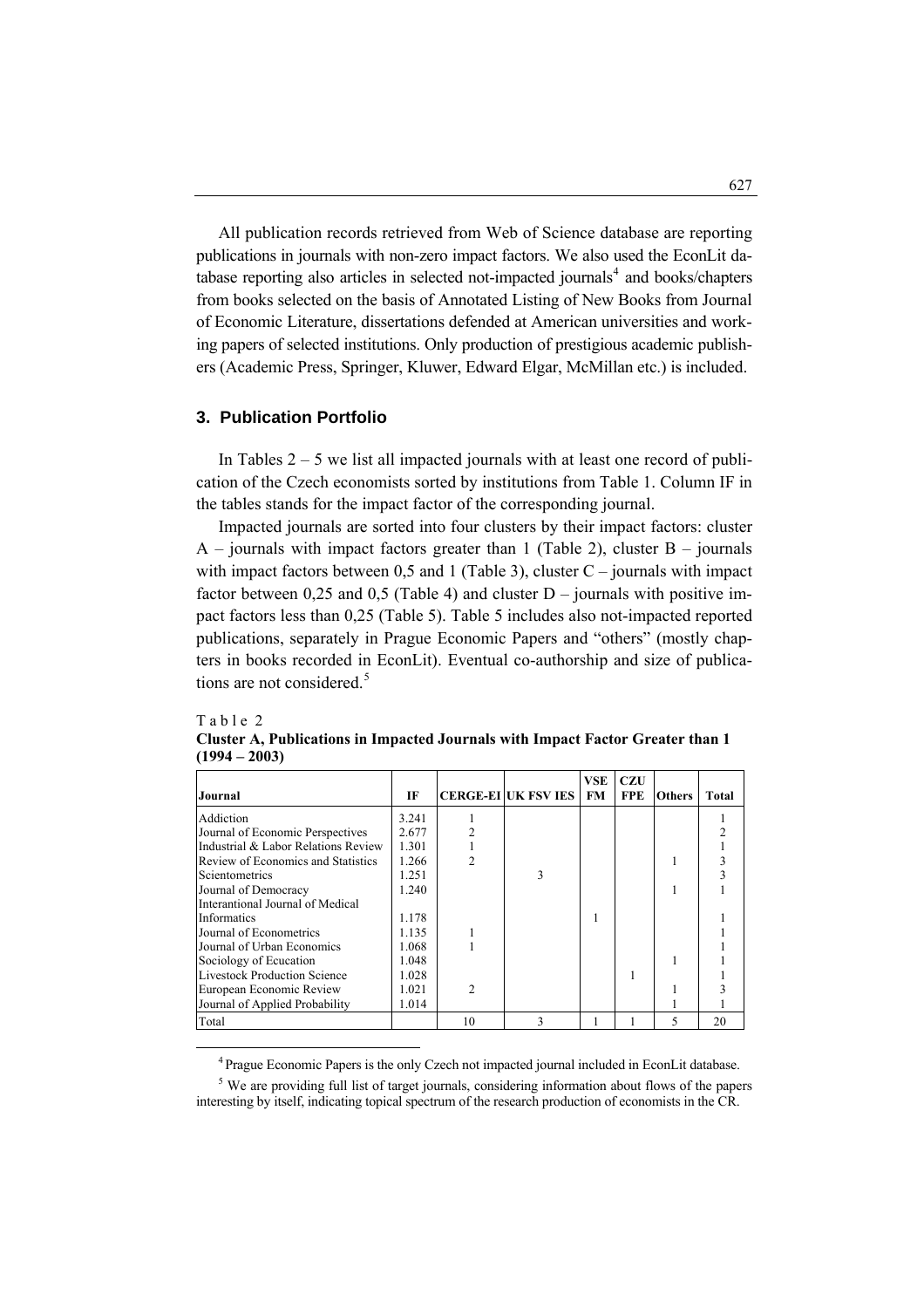All publication records retrieved from Web of Science database are reporting publications in journals with non-zero impact factors. We also used the EconLit database reporting also articles in selected not-impacted journals[4] and books/chapters from books selected on the basis of Annotated Listing of New Books from Journal of Economic Literature, dissertations defended at American universities and working papers of selected institutions. Only production of prestigious academic publishers (Academic Press, Springer, Kluwer, Edward Elgar, McMillan etc.) is included.

## 3. Publication Portfolio

In Tables 2 – 5 we list all impacted journals with at least one record of publication of the Czech economists sorted by institutions from Table 1. Column IF in the tables stands for the impact factor of the corresponding journal.

Impacted journals are sorted into four clusters by their impact factors: cluster A – journals with impact factors greater than 1 (Table 2), cluster B – journals with impact factors between 0,5 and 1 (Table 3), cluster C – journals with impact factor between 0,25 and 0,5 (Table 4) and cluster D – journals with positive impact factors less than 0,25 (Table 5). Table 5 includes also not-impacted reported publications, separately in Prague Economic Papers and "others" (mostly chapters in books recorded in EconLit). Eventual co-authorship and size of publications are not considered.[5]

Table 2

**Cluster A, Publications in Impacted Journals with Impact Factor Greater than 1 (1994 – 2003)**

| Journal | IF | CERGE-EI | UK FSV IES | VSE FM | CZU FPE | Others | Total |
|---|---|---|---|---|---|---|---|
| Addiction | 3.241 | 1 | | | | | 1 |
| Journal of Economic Perspectives | 2.677 | 2 | | | | | 2 |
| Industrial & Labor Relations Review | 1.301 | 1 | | | | | 1 |
| Review of Economics and Statistics | 1.266 | 2 | | | | 1 | 3 |
| Scientometrics | 1.251 | | 3 | | | | 3 |
| Journal of Democracy | 1.240 | | | | | 1 | 1 |
| Interantional Journal of Medical Informatics | 1.178 | | | 1 | | | 1 |
| Journal of Econometrics | 1.135 | 1 | | | | | 1 |
| Journal of Urban Economics | 1.068 | 1 | | | | | 1 |
| Sociology of Ecucation | 1.048 | | | | | 1 | 1 |
| Livestock Production Science | 1.028 | | | | 1 | | 1 |
| European Economic Review | 1.021 | 2 | | | | 1 | 3 |
| Journal of Applied Probability | 1.014 | | | | | 1 | 1 |
| Total | | 10 | 3 | 1 | 1 | 5 | 20 |

[4] Prague Economic Papers is the only Czech not impacted journal included in EconLit database.

[5] We are providing full list of target journals, considering information about flows of the papers interesting by itself, indicating topical spectrum of the research production of economists in the CR.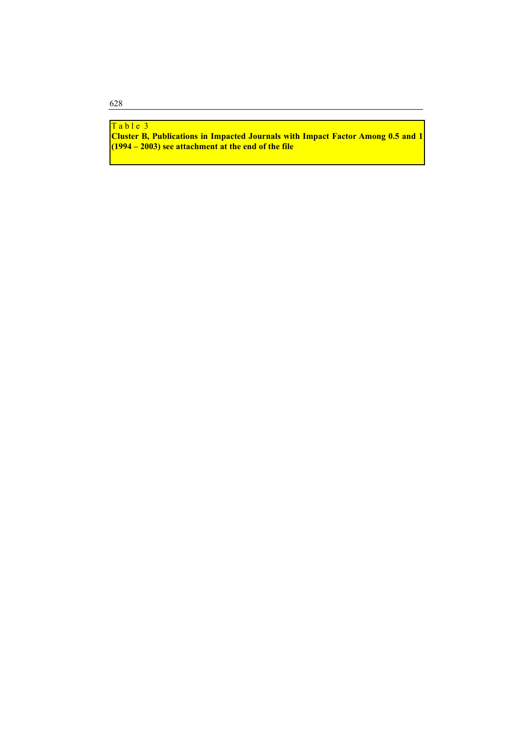Table 3

**Cluster B, Publications in Impacted Journals with Impact Factor Among 0.5 and 1 (1994 – 2003) see attachment at the end of the file**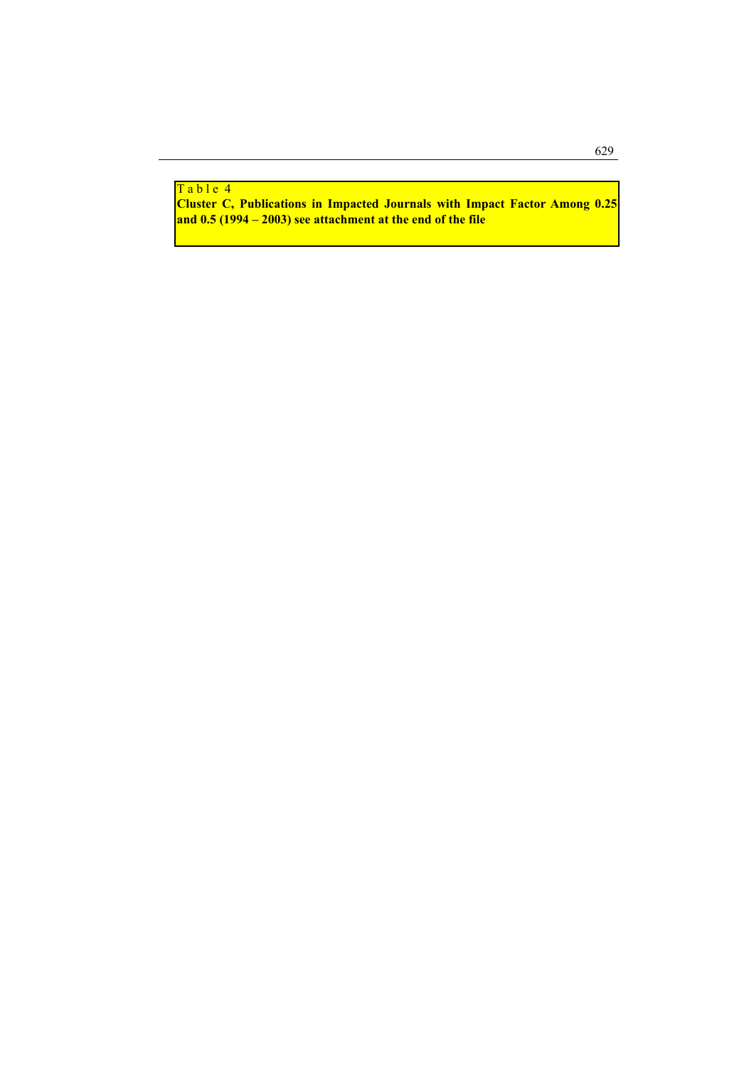Table 4

**Cluster C, Publications in Impacted Journals with Impact Factor Among 0.25 and 0.5 (1994 – 2003) see attachment at the end of the file**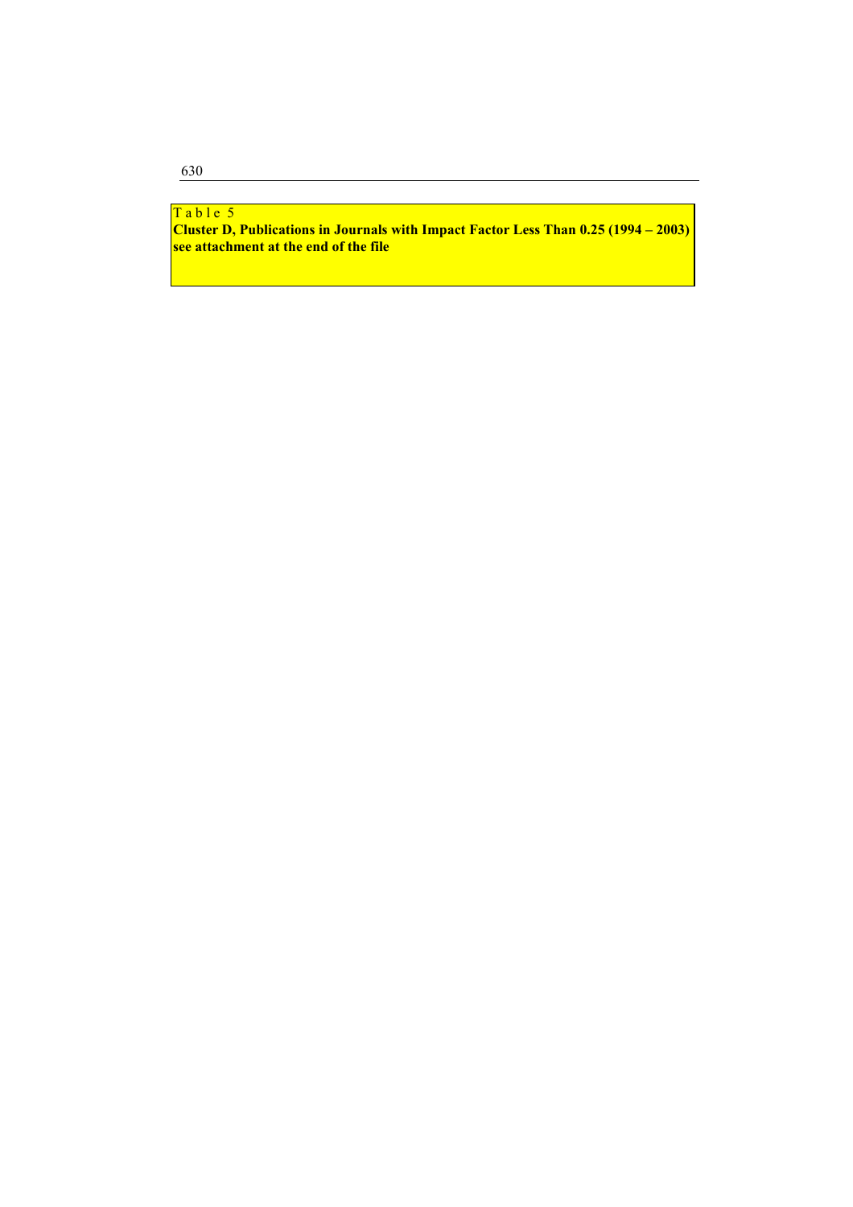T a b l e 5

**Cluster D, Publications in Journals with Impact Factor Less Than 0.25 (1994 – 2003)**
**see attachment at the end of the file**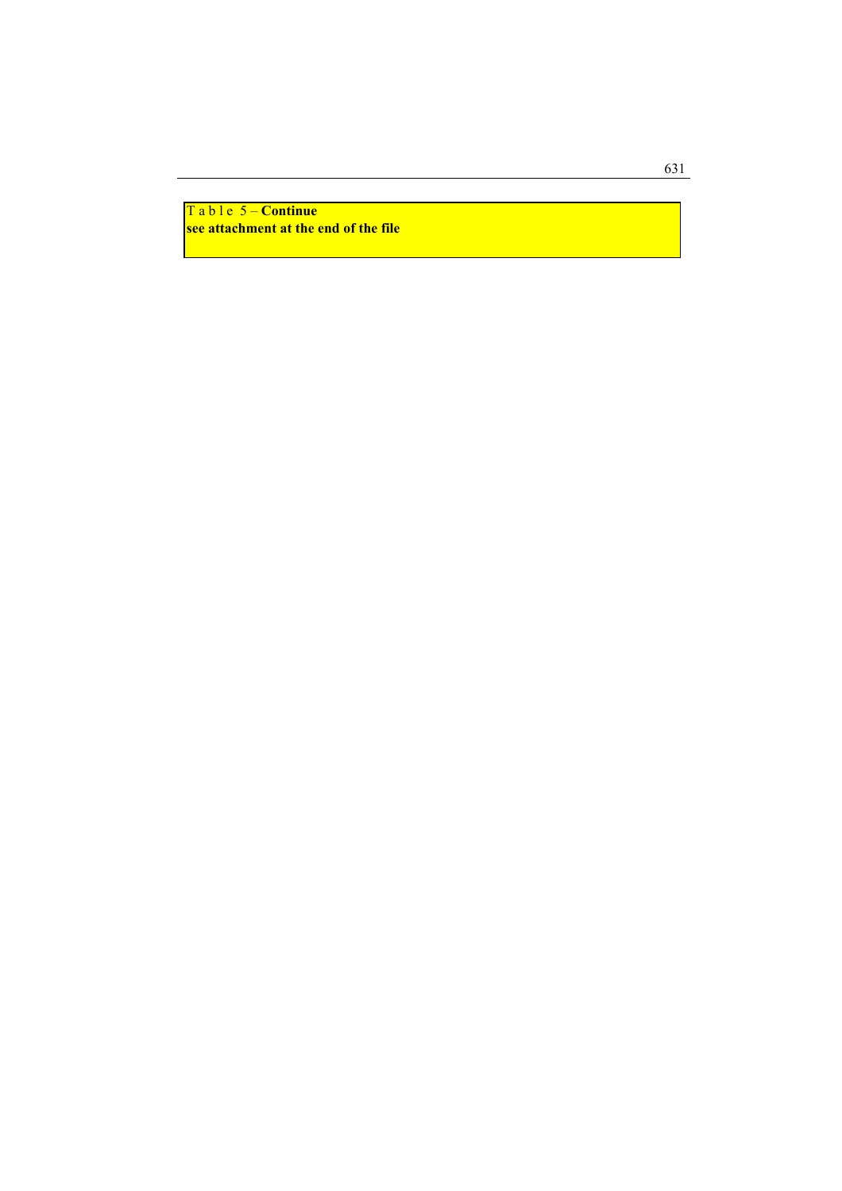T a b l e 5 – **Continue**

**see attachment at the end of the file**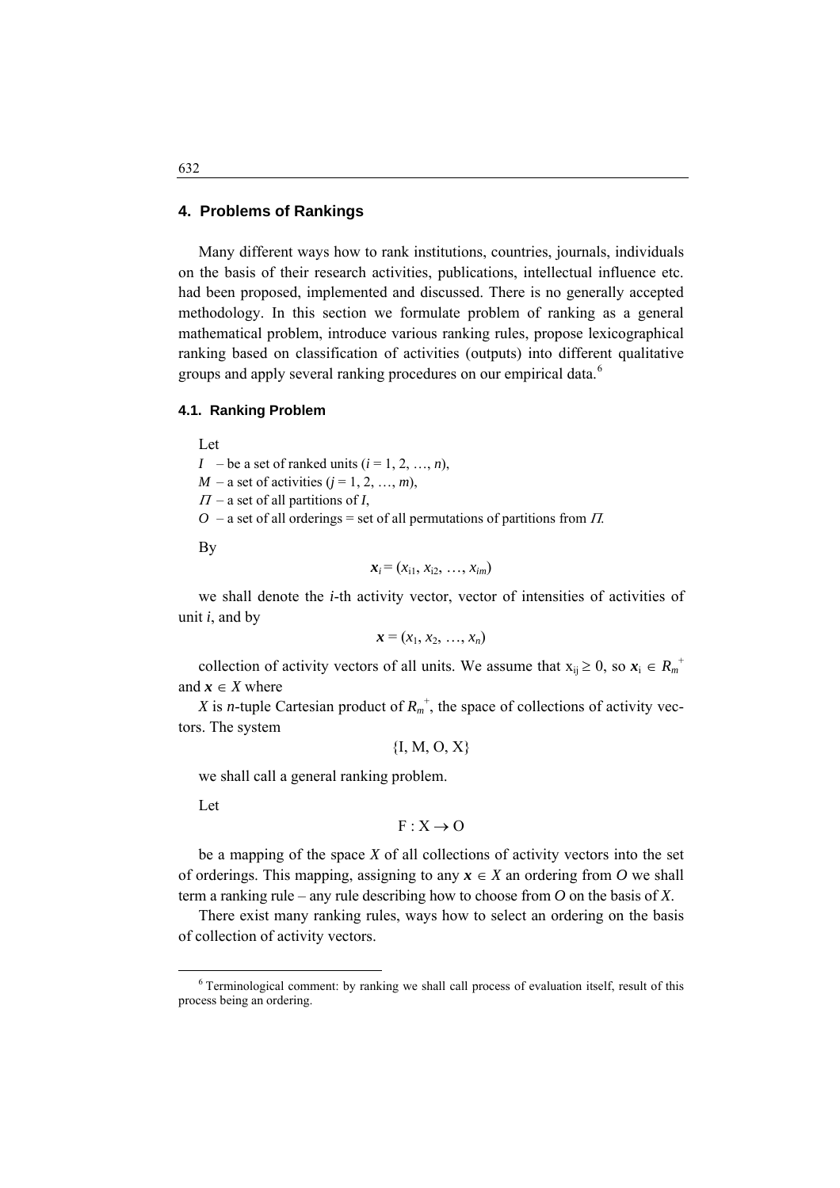## 4. Problems of Rankings

Many different ways how to rank institutions, countries, journals, individuals on the basis of their research activities, publications, intellectual influence etc. had been proposed, implemented and discussed. There is no generally accepted methodology. In this section we formulate problem of ranking as a general mathematical problem, introduce various ranking rules, propose lexicographical ranking based on classification of activities (outputs) into different qualitative groups and apply several ranking procedures on our empirical data.[6]

### 4.1. Ranking Problem

Let

$I$ – be a set of ranked units ($i = 1, 2, \ldots, n$),
$M$ – a set of activities ($j = 1, 2, \ldots, m$),
$\Pi$ – a set of all partitions of $I$,
$O$ – a set of all orderings = set of all permutations of partitions from $\Pi$.

By

$$\boldsymbol{x}_i = (x_{i1}, x_{i2}, \ldots, x_{im})$$

we shall denote the $i$-th activity vector, vector of intensities of activities of unit $i$, and by

$$\boldsymbol{x} = (x_1, x_2, \ldots, x_n)$$

collection of activity vectors of all units. We assume that $x_{ij} \geq 0$, so $\boldsymbol{x}_i \in R_m^+$ and $\boldsymbol{x} \in X$ where

$X$ is $n$-tuple Cartesian product of $R_m^+$, the space of collections of activity vectors. The system

$$\{I, M, O, X\}$$

we shall call a general ranking problem.

Let

$$F : X \rightarrow O$$

be a mapping of the space $X$ of all collections of activity vectors into the set of orderings. This mapping, assigning to any $\boldsymbol{x} \in X$ an ordering from $O$ we shall term a ranking rule – any rule describing how to choose from $O$ on the basis of $X$.

There exist many ranking rules, ways how to select an ordering on the basis of collection of activity vectors.

[6] Terminological comment: by ranking we shall call process of evaluation itself, result of this process being an ordering.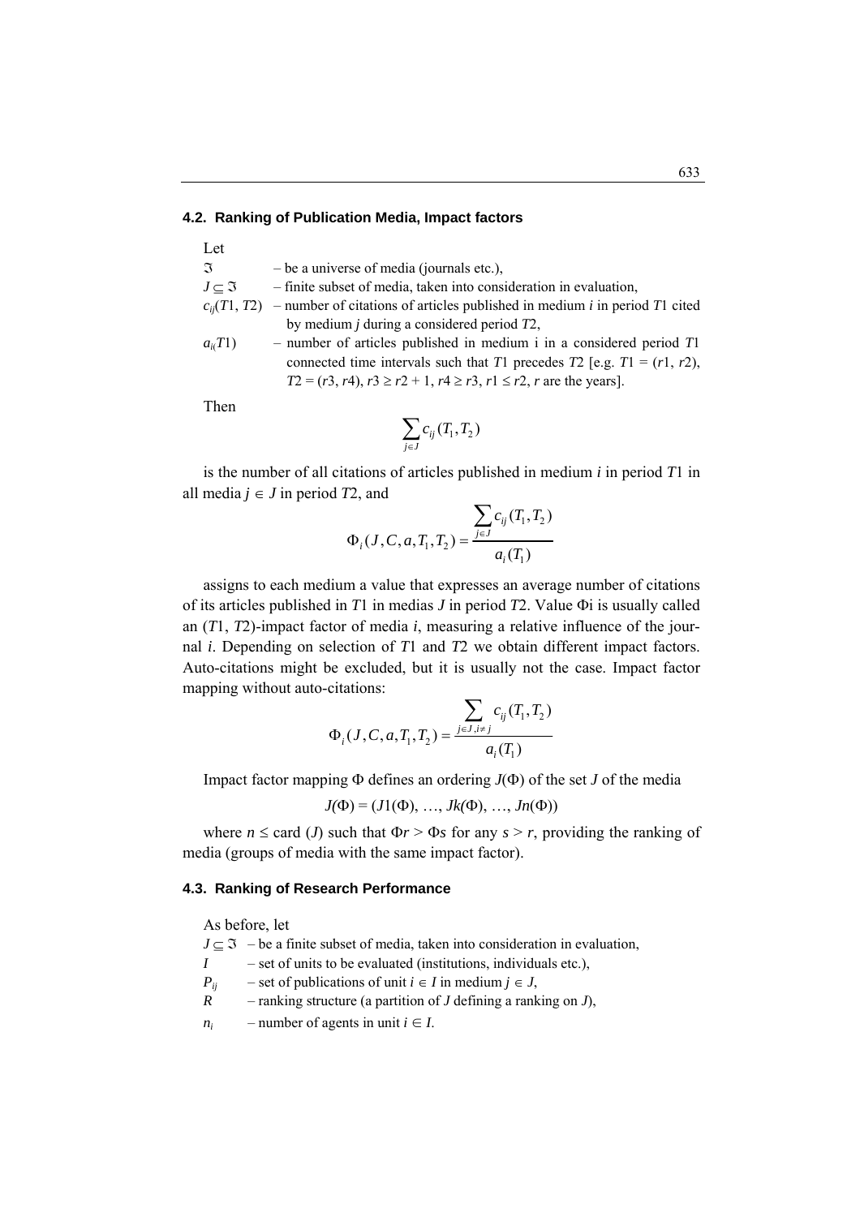### 4.2. Ranking of Publication Media, Impact factors

Let

$\Im$ – be a universe of media (journals etc.),

$J \subseteq \Im$ – finite subset of media, taken into consideration in evaluation,

$c_{ij}(T1, T2)$ – number of citations of articles published in medium $i$ in period $T1$ cited by medium $j$ during a considered period $T2$,

$a_i(T1)$ – number of articles published in medium i in a considered period $T1$ connected time intervals such that $T1$ precedes $T2$ [e.g. $T1 = (r1, r2)$, $T2 = (r3, r4)$, $r3 \geq r2 + 1$, $r4 \geq r3$, $r1 \leq r2$, $r$ are the years].

Then

$$\sum_{j \in J} c_{ij}(T_1, T_2)$$

is the number of all citations of articles published in medium $i$ in period $T1$ in all media $j \in J$ in period $T2$, and

$$\Phi_i(J, C, a, T_1, T_2) = \frac{\sum_{j \in J} c_{ij}(T_1, T_2)}{a_i(T_1)}$$

assigns to each medium a value that expresses an average number of citations of its articles published in $T1$ in medias $J$ in period $T2$. Value $\Phi i$ is usually called an ($T1$, $T2$)-impact factor of media $i$, measuring a relative influence of the journal $i$. Depending on selection of $T1$ and $T2$ we obtain different impact factors. Auto-citations might be excluded, but it is usually not the case. Impact factor mapping without auto-citations:

$$\Phi_i(J, C, a, T_1, T_2) = \frac{\sum_{j \in J, i \neq j} c_{ij}(T_1, T_2)}{a_i(T_1)}$$

Impact factor mapping $\Phi$ defines an ordering $J(\Phi)$ of the set $J$ of the media

$$J(\Phi) = (J1(\Phi), \ldots, Jk(\Phi), \ldots, Jn(\Phi))$$

where $n \leq \text{card}(J)$ such that $\Phi r > \Phi s$ for any $s > r$, providing the ranking of media (groups of media with the same impact factor).

### 4.3. Ranking of Research Performance

As before, let

$J \subseteq \Im$ – be a finite subset of media, taken into consideration in evaluation,

$I$ – set of units to be evaluated (institutions, individuals etc.),

$P_{ij}$ – set of publications of unit $i \in I$ in medium $j \in J$,

$R$ – ranking structure (a partition of $J$ defining a ranking on $J$),

$n_i$ – number of agents in unit $i \in I$.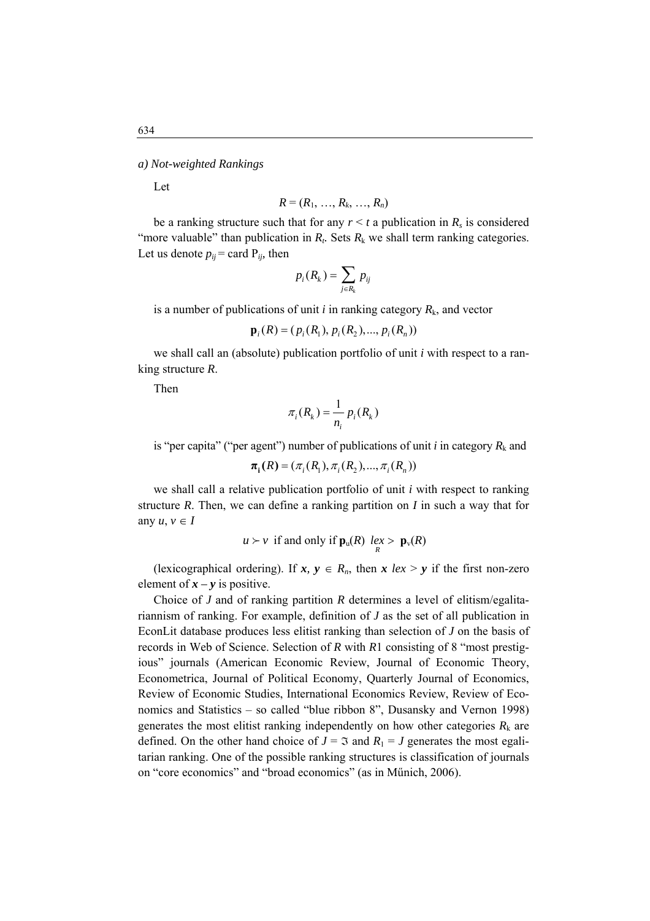*a) Not-weighted Rankings*

Let

$$R = (R_1, \ldots, R_k, \ldots, R_n)$$

be a ranking structure such that for any $r < t$ a publication in $R_s$ is considered "more valuable" than publication in $R_t$. Sets $R_k$ we shall term ranking categories. Let us denote $p_{ij} = \text{card } P_{ij}$, then

$$p_i(R_k) = \sum_{j \in R_k} p_{ij}$$

is a number of publications of unit $i$ in ranking category $R_k$, and vector

$$\mathbf{p}_i(R) = (p_i(R_1), p_i(R_2), \ldots, p_i(R_n))$$

we shall call an (absolute) publication portfolio of unit $i$ with respect to a ranking structure $R$.

Then

$$\pi_i(R_k) = \frac{1}{n_i} p_i(R_k)$$

is "per capita" ("per agent") number of publications of unit $i$ in category $R_k$ and

$$\boldsymbol{\pi}_\mathbf{i}(R) = (\pi_i(R_1), \pi_i(R_2), \ldots, \pi_i(R_n))$$

we shall call a relative publication portfolio of unit $i$ with respect to ranking structure $R$. Then, we can define a ranking partition on $I$ in such a way that for any $u, v \in I$

$$u \succ v \text{ if and only if } \mathbf{p}_u(R) \underset{R}{lex>} \mathbf{p}_v(R)$$

(lexicographical ordering). If $\boldsymbol{x}, \boldsymbol{y} \in R_n$, then $\boldsymbol{x}$ *lex* > $\boldsymbol{y}$ if the first non-zero element of $\boldsymbol{x} - \boldsymbol{y}$ is positive.

Choice of $J$ and of ranking partition $R$ determines a level of elitism/egalitariannism of ranking. For example, definition of $J$ as the set of all publication in EconLit database produces less elitist ranking than selection of $J$ on the basis of records in Web of Science. Selection of $R$ with $R1$ consisting of 8 "most prestigious" journals (American Economic Review, Journal of Economic Theory, Econometrica, Journal of Political Economy, Quarterly Journal of Economics, Review of Economic Studies, International Economics Review, Review of Economics and Statistics – so called "blue ribbon 8", Dusansky and Vernon 1998) generates the most elitist ranking independently on how other categories $R_k$ are defined. On the other hand choice of $J = \mathfrak{I}$ and $R_1 = J$ generates the most egalitarian ranking. One of the possible ranking structures is classification of journals on "core economics" and "broad economics" (as in Műnich, 2006).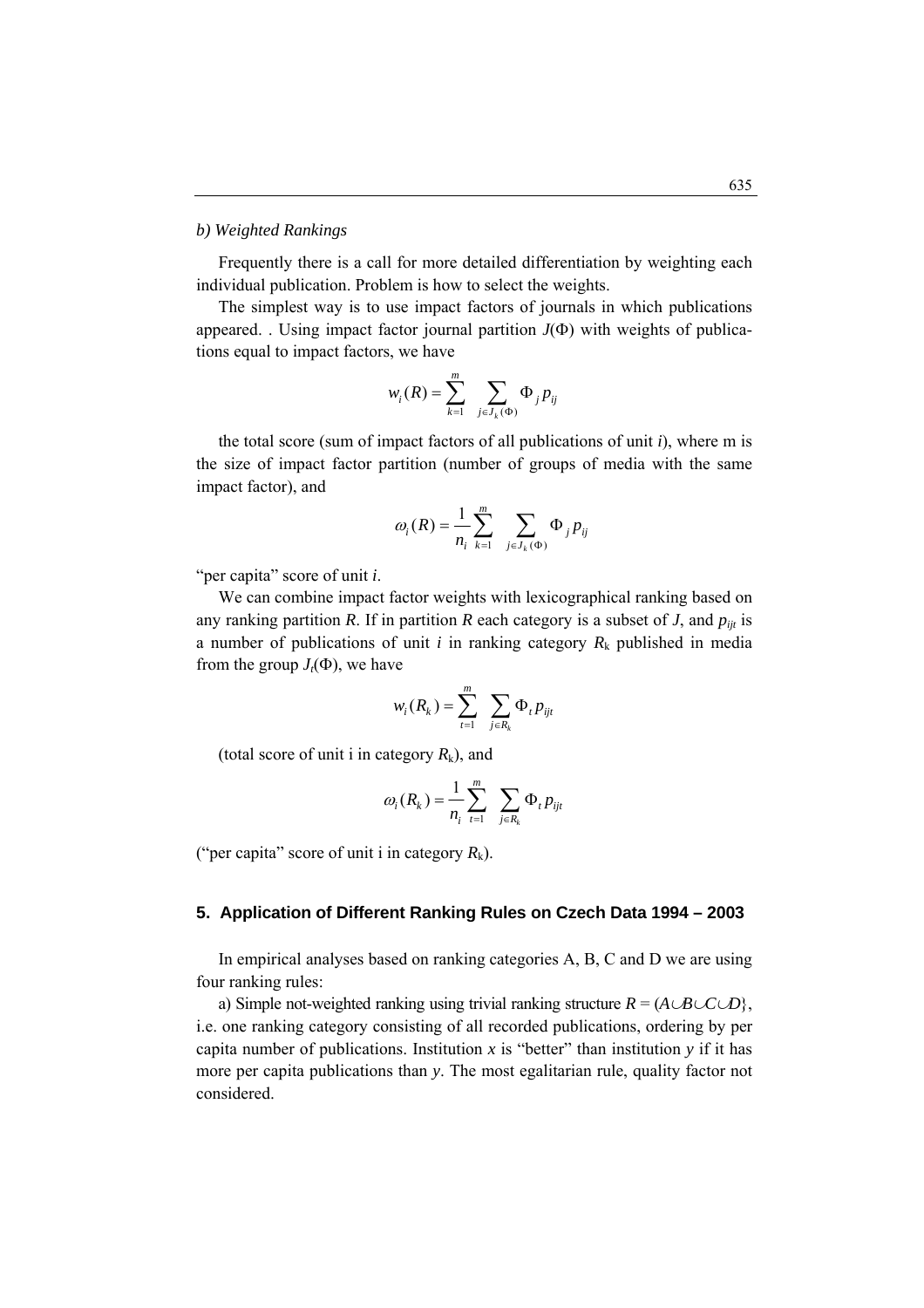*b) Weighted Rankings*

Frequently there is a call for more detailed differentiation by weighting each individual publication. Problem is how to select the weights.

The simplest way is to use impact factors of journals in which publications appeared. . Using impact factor journal partition $J(\Phi)$ with weights of publications equal to impact factors, we have

$$w_i(R) = \sum_{k=1}^{m} \sum_{j \in J_k(\Phi)} \Phi_j p_{ij}$$

the total score (sum of impact factors of all publications of unit $i$), where m is the size of impact factor partition (number of groups of media with the same impact factor), and

$$\omega_i(R) = \frac{1}{n_i} \sum_{k=1}^{m} \sum_{j \in J_k(\Phi)} \Phi_j p_{ij}$$

"per capita" score of unit $i$.

We can combine impact factor weights with lexicographical ranking based on any ranking partition $R$. If in partition $R$ each category is a subset of $J$, and $p_{ijt}$ is a number of publications of unit $i$ in ranking category $R_k$ published in media from the group $J_t(\Phi)$, we have

$$w_i(R_k) = \sum_{t=1}^{m} \sum_{j \in R_k} \Phi_t p_{ijt}$$

(total score of unit i in category $R_k$), and

$$\omega_i(R_k) = \frac{1}{n_i} \sum_{t=1}^{m} \sum_{j \in R_k} \Phi_t p_{ijt}$$

("per capita" score of unit i in category $R_k$).

## 5. Application of Different Ranking Rules on Czech Data 1994 – 2003

In empirical analyses based on ranking categories A, B, C and D we are using four ranking rules:

a) Simple not-weighted ranking using trivial ranking structure $R = (A \cup B \cup C \cup D\}$, i.e. one ranking category consisting of all recorded publications, ordering by per capita number of publications. Institution $x$ is "better" than institution $y$ if it has more per capita publications than $y$. The most egalitarian rule, quality factor not considered.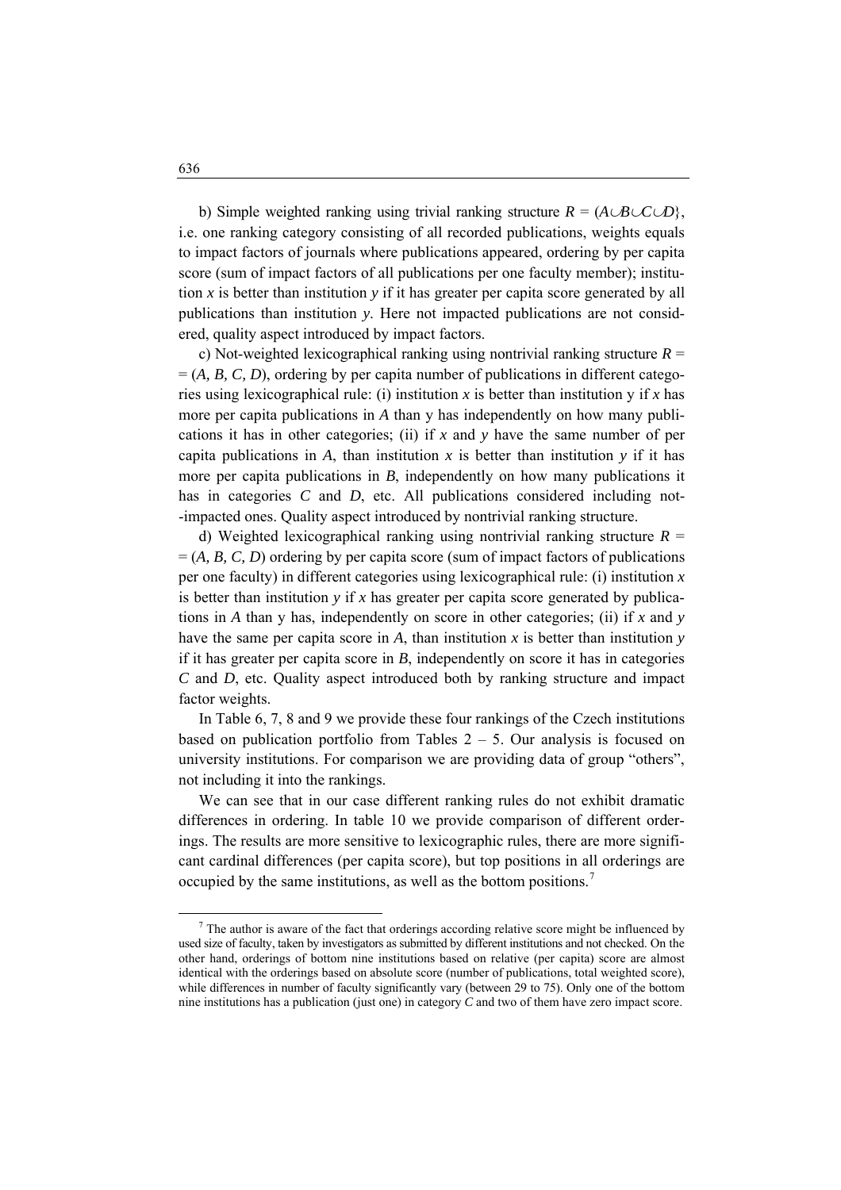b) Simple weighted ranking using trivial ranking structure $R = (A \cup B \cup C \cup D\}$, i.e. one ranking category consisting of all recorded publications, weights equals to impact factors of journals where publications appeared, ordering by per capita score (sum of impact factors of all publications per one faculty member); institution $x$ is better than institution $y$ if it has greater per capita score generated by all publications than institution $y$. Here not impacted publications are not considered, quality aspect introduced by impact factors.

c) Not-weighted lexicographical ranking using nontrivial ranking structure $R =$ $= (A, B, C, D)$, ordering by per capita number of publications in different categories using lexicographical rule: (i) institution $x$ is better than institution y if $x$ has more per capita publications in $A$ than y has independently on how many publications it has in other categories; (ii) if $x$ and $y$ have the same number of per capita publications in $A$, than institution $x$ is better than institution $y$ if it has more per capita publications in $B$, independently on how many publications it has in categories $C$ and $D$, etc. All publications considered including not-impacted ones. Quality aspect introduced by nontrivial ranking structure.

d) Weighted lexicographical ranking using nontrivial ranking structure $R =$ $= (A, B, C, D)$ ordering by per capita score (sum of impact factors of publications per one faculty) in different categories using lexicographical rule: (i) institution $x$ is better than institution $y$ if $x$ has greater per capita score generated by publications in $A$ than y has, independently on score in other categories; (ii) if $x$ and $y$ have the same per capita score in $A$, than institution $x$ is better than institution $y$ if it has greater per capita score in $B$, independently on score it has in categories $C$ and $D$, etc. Quality aspect introduced both by ranking structure and impact factor weights.

In Table 6, 7, 8 and 9 we provide these four rankings of the Czech institutions based on publication portfolio from Tables 2 – 5. Our analysis is focused on university institutions. For comparison we are providing data of group "others", not including it into the rankings.

We can see that in our case different ranking rules do not exhibit dramatic differences in ordering. In table 10 we provide comparison of different orderings. The results are more sensitive to lexicographic rules, there are more significant cardinal differences (per capita score), but top positions in all orderings are occupied by the same institutions, as well as the bottom positions.[7]

[7] The author is aware of the fact that orderings according relative score might be influenced by used size of faculty, taken by investigators as submitted by different institutions and not checked. On the other hand, orderings of bottom nine institutions based on relative (per capita) score are almost identical with the orderings based on absolute score (number of publications, total weighted score), while differences in number of faculty significantly vary (between 29 to 75). Only one of the bottom nine institutions has a publication (just one) in category $C$ and two of them have zero impact score.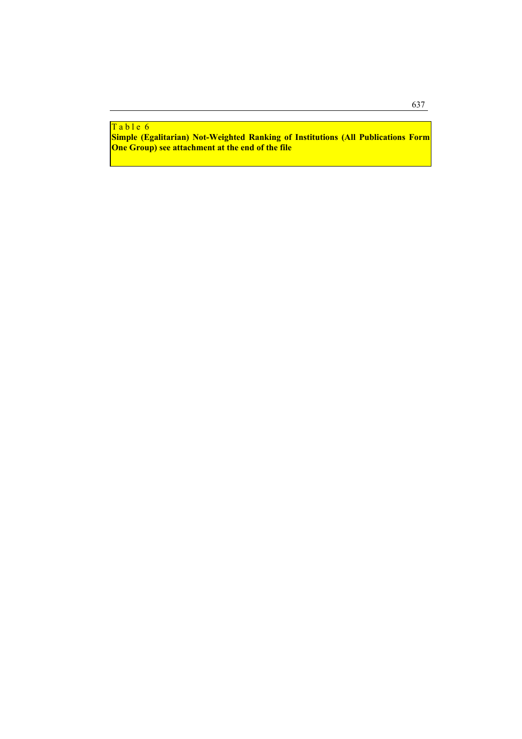T a b l e 6

**Simple (Egalitarian) Not-Weighted Ranking of Institutions (All Publications Form One Group) see attachment at the end of the file**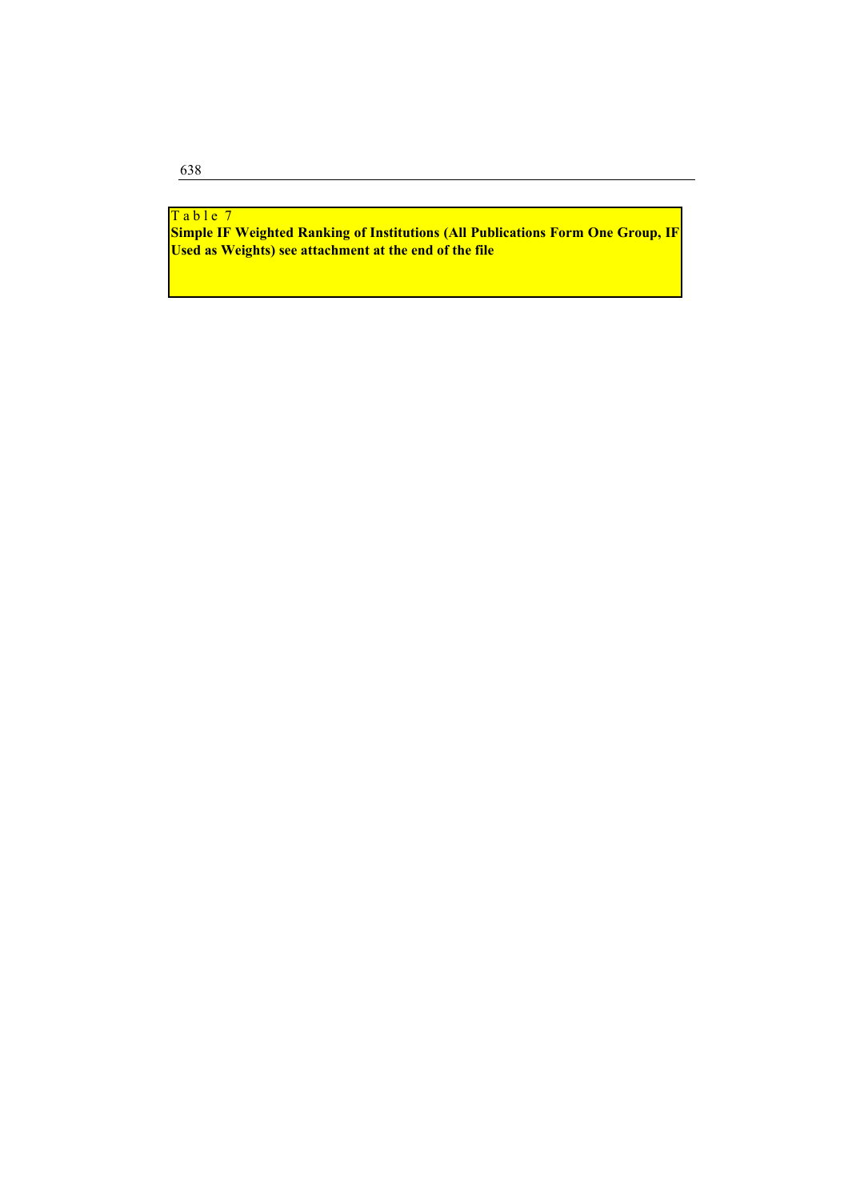Table 7

**Simple IF Weighted Ranking of Institutions (All Publications Form One Group, IF Used as Weights) see attachment at the end of the file**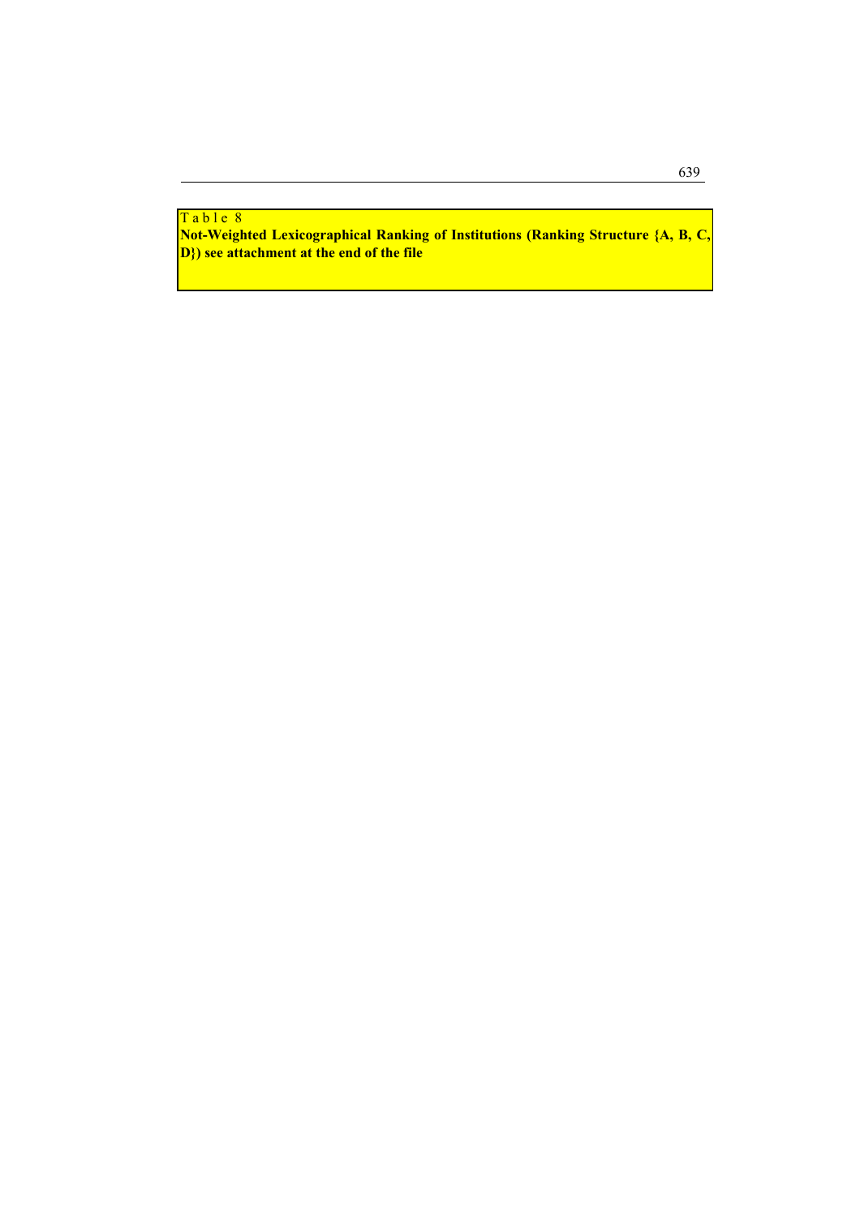Table 8

**Not-Weighted Lexicographical Ranking of Institutions (Ranking Structure {A, B, C, D}) see attachment at the end of the file**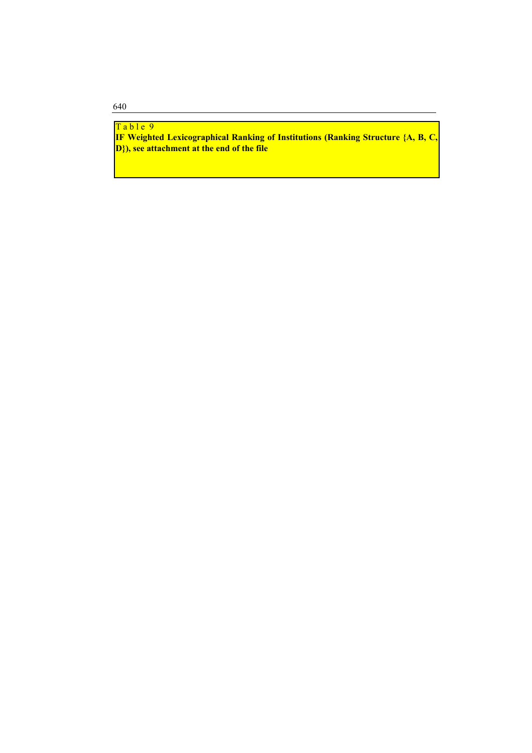Table 9

**IF Weighted Lexicographical Ranking of Institutions (Ranking Structure {A, B, C, D}), see attachment at the end of the file**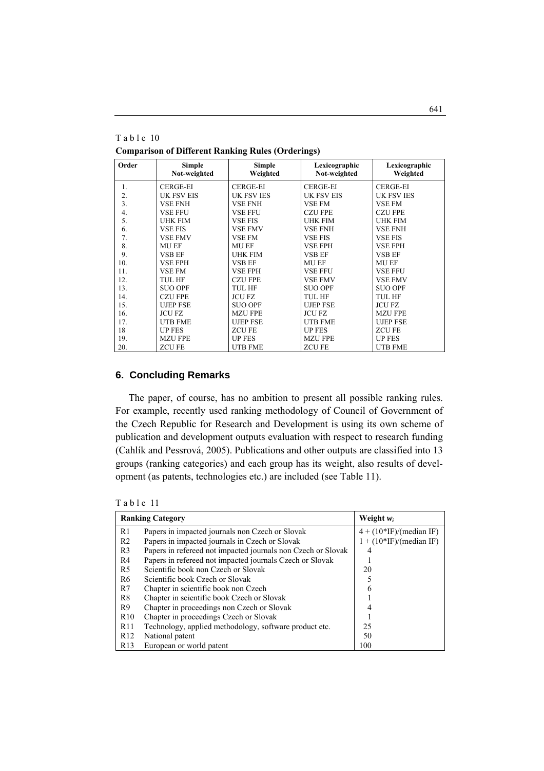Table 10

**Comparison of Different Ranking Rules (Orderings)**

| Order | Simple Not-weighted | Simple Weighted | Lexicographic Not-weighted | Lexicographic Weighted |
|---|---|---|---|---|
| 1. | CERGE-EI | CERGE-EI | CERGE-EI | CERGE-EI |
| 2. | UK FSV EIS | UK FSV IES | UK FSV EIS | UK FSV IES |
| 3. | VSE FNH | VSE FNH | VSE FM | VSE FM |
| 4. | VSE FFU | VSE FFU | CZU FPE | CZU FPE |
| 5. | UHK FIM | VSE FIS | UHK FIM | UHK FIM |
| 6. | VSE FIS | VSE FMV | VSE FNH | VSE FNH |
| 7. | VSE FMV | VSE FM | VSE FIS | VSE FIS |
| 8. | MU EF | MU EF | VSE FPH | VSE FPH |
| 9. | VSB EF | UHK FIM | VSB EF | VSB EF |
| 10. | VSE FPH | VSB EF | MU EF | MU EF |
| 11. | VSE FM | VSE FPH | VSE FFU | VSE FFU |
| 12. | TUL HF | CZU FPE | VSE FMV | VSE FMV |
| 13. | SUO OPF | TUL HF | SUO OPF | SUO OPF |
| 14. | CZU FPE | JCU FZ | TUL HF | TUL HF |
| 15. | UJEP FSE | SUO OPF | UJEP FSE | JCU FZ |
| 16. | JCU FZ | MZU FPE | JCU FZ | MZU FPE |
| 17. | UTB FME | UJEP FSE | UTB FME | UJEP FSE |
| 18 | UP FES | ZCU FE | UP FES | ZCU FE |
| 19. | MZU FPE | UP FES | MZU FPE | UP FES |
| 20. | ZCU FE | UTB FME | ZCU FE | UTB FME |

## 6. Concluding Remarks

The paper, of course, has no ambition to present all possible ranking rules. For example, recently used ranking methodology of Council of Government of the Czech Republic for Research and Development is using its own scheme of publication and development outputs evaluation with respect to research funding (Cahlík and Pessrová, 2005). Publications and other outputs are classified into 13 groups (ranking categories) and each group has its weight, also results of development (as patents, technologies etc.) are included (see Table 11).

Table 11

| Ranking Category | | Weight $w_i$ |
|---|---|---|
| R1 | Papers in impacted journals non Czech or Slovak | 4 + (10*IF)/(median IF) |
| R2 | Papers in impacted journals in Czech or Slovak | 1 + (10*IF)/(median IF) |
| R3 | Papers in refereed not impacted journals non Czech or Slovak | 4 |
| R4 | Papers in refereed not impacted journals Czech or Slovak | 1 |
| R5 | Scientific book non Czech or Slovak | 20 |
| R6 | Scientific book Czech or Slovak | 5 |
| R7 | Chapter in scientific book non Czech | 6 |
| R8 | Chapter in scientific book Czech or Slovak | 1 |
| R9 | Chapter in proceedings non Czech or Slovak | 4 |
| R10 | Chapter in proceedings Czech or Slovak | 1 |
| R11 | Technology, applied methodology, software product etc. | 25 |
| R12 | National patent | 50 |
| R13 | European or world patent | 100 |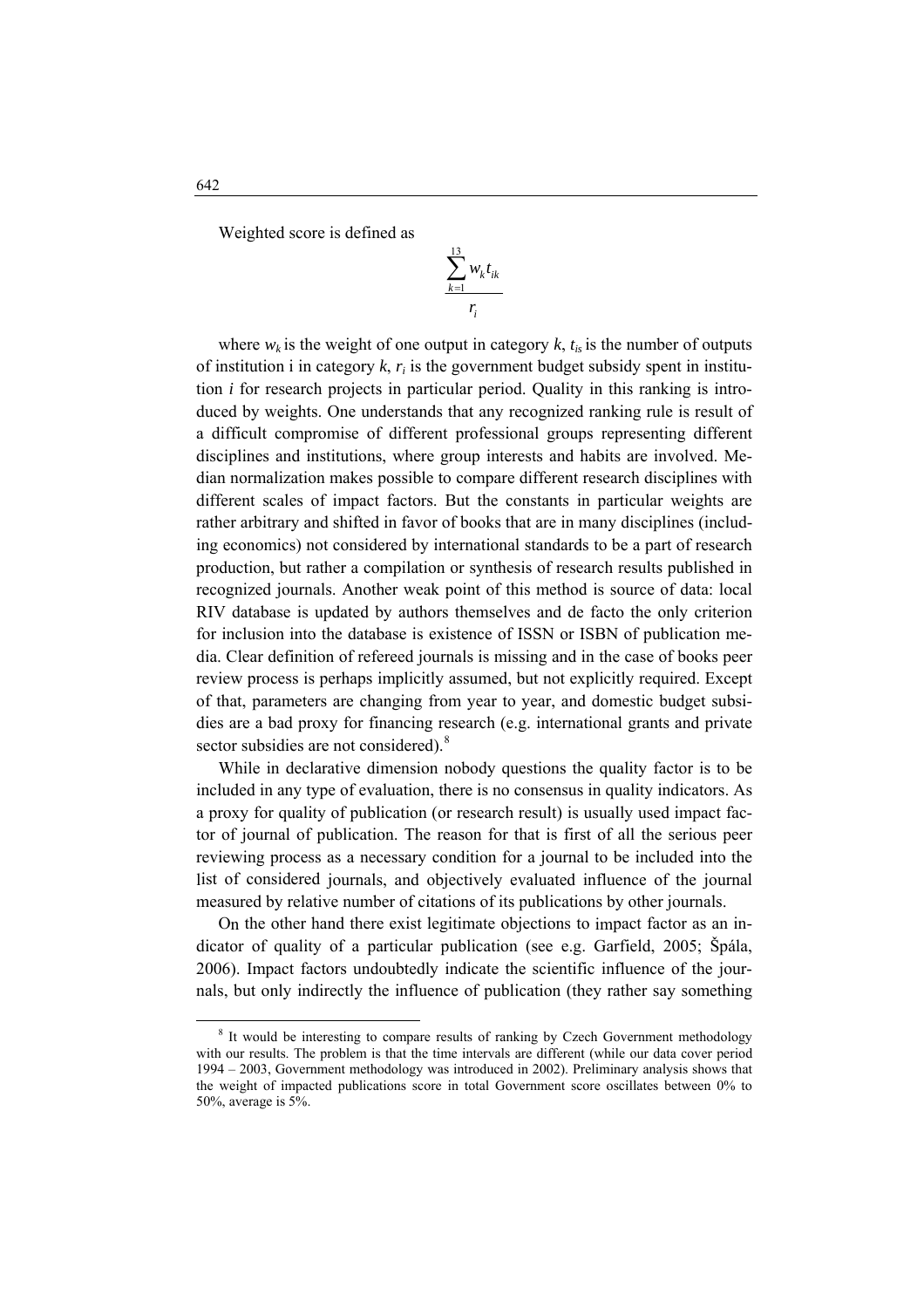Weighted score is defined as

$$\frac{\sum_{k=1}^{13} w_k t_{ik}}{r_i}$$

where $w_k$ is the weight of one output in category $k$, $t_{is}$ is the number of outputs of institution i in category $k$, $r_i$ is the government budget subsidy spent in institution $i$ for research projects in particular period. Quality in this ranking is introduced by weights. One understands that any recognized ranking rule is result of a difficult compromise of different professional groups representing different disciplines and institutions, where group interests and habits are involved. Median normalization makes possible to compare different research disciplines with different scales of impact factors. But the constants in particular weights are rather arbitrary and shifted in favor of books that are in many disciplines (including economics) not considered by international standards to be a part of research production, but rather a compilation or synthesis of research results published in recognized journals. Another weak point of this method is source of data: local RIV database is updated by authors themselves and de facto the only criterion for inclusion into the database is existence of ISSN or ISBN of publication media. Clear definition of refereed journals is missing and in the case of books peer review process is perhaps implicitly assumed, but not explicitly required. Except of that, parameters are changing from year to year, and domestic budget subsidies are a bad proxy for financing research (e.g. international grants and private sector subsidies are not considered).[8]

While in declarative dimension nobody questions the quality factor is to be included in any type of evaluation, there is no consensus in quality indicators. As a proxy for quality of publication (or research result) is usually used impact factor of journal of publication. The reason for that is first of all the serious peer reviewing process as a necessary condition for a journal to be included into the list of considered journals, and objectively evaluated influence of the journal measured by relative number of citations of its publications by other journals.

On the other hand there exist legitimate objections to impact factor as an indicator of quality of a particular publication (see e.g. Garfield, 2005; Špála, 2006). Impact factors undoubtedly indicate the scientific influence of the journals, but only indirectly the influence of publication (they rather say something

[8] It would be interesting to compare results of ranking by Czech Government methodology with our results. The problem is that the time intervals are different (while our data cover period 1994 – 2003, Government methodology was introduced in 2002). Preliminary analysis shows that the weight of impacted publications score in total Government score oscillates between 0% to 50%, average is 5%.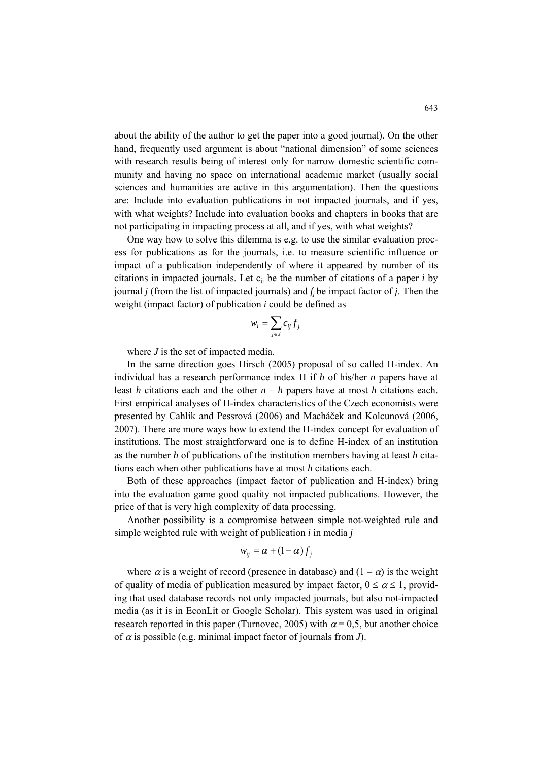about the ability of the author to get the paper into a good journal). On the other hand, frequently used argument is about "national dimension" of some sciences with research results being of interest only for narrow domestic scientific community and having no space on international academic market (usually social sciences and humanities are active in this argumentation). Then the questions are: Include into evaluation publications in not impacted journals, and if yes, with what weights? Include into evaluation books and chapters in books that are not participating in impacting process at all, and if yes, with what weights?

One way how to solve this dilemma is e.g. to use the similar evaluation process for publications as for the journals, i.e. to measure scientific influence or impact of a publication independently of where it appeared by number of its citations in impacted journals. Let $c_{ij}$ be the number of citations of a paper *i* by journal *j* (from the list of impacted journals) and $f_j$ be impact factor of *j*. Then the weight (impact factor) of publication *i* could be defined as

$$w_i = \sum_{j \in J} c_{ij} f_j$$

where *J* is the set of impacted media.

In the same direction goes Hirsch (2005) proposal of so called H-index. An individual has a research performance index H if *h* of his/her *n* papers have at least *h* citations each and the other $n - h$ papers have at most *h* citations each. First empirical analyses of H-index characteristics of the Czech economists were presented by Cahlík and Pessrová (2006) and Macháček and Kolcunová (2006, 2007). There are more ways how to extend the H-index concept for evaluation of institutions. The most straightforward one is to define H-index of an institution as the number *h* of publications of the institution members having at least *h* citations each when other publications have at most *h* citations each.

Both of these approaches (impact factor of publication and H-index) bring into the evaluation game good quality not impacted publications. However, the price of that is very high complexity of data processing.

Another possibility is a compromise between simple not-weighted rule and simple weighted rule with weight of publication *i* in media *j*

$$w_{ij} = \alpha + (1 - \alpha) f_j$$

where $\alpha$ is a weight of record (presence in database) and $(1 - \alpha)$ is the weight of quality of media of publication measured by impact factor, $0 \le \alpha \le 1$, providing that used database records not only impacted journals, but also not-impacted media (as it is in EconLit or Google Scholar). This system was used in original research reported in this paper (Turnovec, 2005) with $\alpha = 0{,}5$, but another choice of $\alpha$ is possible (e.g. minimal impact factor of journals from *J*).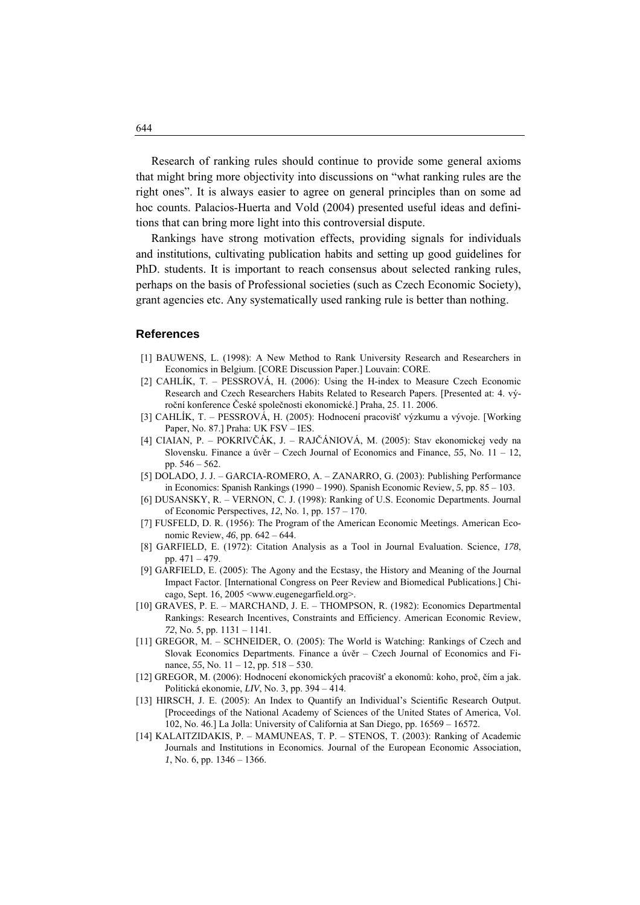Research of ranking rules should continue to provide some general axioms that might bring more objectivity into discussions on "what ranking rules are the right ones". It is always easier to agree on general principles than on some ad hoc counts. Palacios-Huerta and Vold (2004) presented useful ideas and definitions that can bring more light into this controversial dispute.

Rankings have strong motivation effects, providing signals for individuals and institutions, cultivating publication habits and setting up good guidelines for PhD. students. It is important to reach consensus about selected ranking rules, perhaps on the basis of Professional societies (such as Czech Economic Society), grant agencies etc. Any systematically used ranking rule is better than nothing.

## References

[1] BAUWENS, L. (1998): A New Method to Rank University Research and Researchers in Economics in Belgium. [CORE Discussion Paper.] Louvain: CORE.

[2] CAHLÍK, T. – PESSROVÁ, H. (2006): Using the H-index to Measure Czech Economic Research and Czech Researchers Habits Related to Research Papers. [Presented at: 4. výroční konference České společnosti ekonomické.] Praha, 25. 11. 2006.

[3] CAHLÍK, T. – PESSROVÁ, H. (2005): Hodnocení pracovišť výzkumu a vývoje. [Working Paper, No. 87.] Praha: UK FSV – IES.

[4] CIAIAN, P. – POKRIVČÁK, J. – RAJČÁNIOVÁ, M. (2005): Stav ekonomickej vedy na Slovensku. Finance a úvěr – Czech Journal of Economics and Finance, *55*, No. 11 – 12, pp. 546 – 562.

[5] DOLADO, J. J. – GARCIA-ROMERO, A. – ZANARRO, G. (2003): Publishing Performance in Economics: Spanish Rankings (1990 – 1990). Spanish Economic Review, *5*, pp. 85 – 103.

[6] DUSANSKY, R. – VERNON, C. J. (1998): Ranking of U.S. Economic Departments. Journal of Economic Perspectives, *12*, No. 1, pp. 157 – 170.

[7] FUSFELD, D. R. (1956): The Program of the American Economic Meetings. American Economic Review, *46*, pp. 642 – 644.

[8] GARFIELD, E. (1972): Citation Analysis as a Tool in Journal Evaluation. Science, *178*, pp. 471 – 479.

[9] GARFIELD, E. (2005): The Agony and the Ecstasy, the History and Meaning of the Journal Impact Factor. [International Congress on Peer Review and Biomedical Publications.] Chicago, Sept. 16, 2005 <www.eugenegarfield.org>.

[10] GRAVES, P. E. – MARCHAND, J. E. – THOMPSON, R. (1982): Economics Departmental Rankings: Research Incentives, Constraints and Efficiency. American Economic Review, *72*, No. 5, pp. 1131 – 1141.

[11] GREGOR, M. – SCHNEIDER, O. (2005): The World is Watching: Rankings of Czech and Slovak Economics Departments. Finance a úvěr – Czech Journal of Economics and Finance, *55*, No. 11 – 12, pp. 518 – 530.

[12] GREGOR, M. (2006): Hodnocení ekonomických pracovišť a ekonomů: koho, proč, čím a jak. Politická ekonomie, *LIV*, No. 3, pp. 394 – 414.

[13] HIRSCH, J. E. (2005): An Index to Quantify an Individual's Scientific Research Output. [Proceedings of the National Academy of Sciences of the United States of America, Vol. 102, No. 46.] La Jolla: University of California at San Diego, pp. 16569 – 16572.

[14] KALAITZIDAKIS, P. – MAMUNEAS, T. P. – STENOS, T. (2003): Ranking of Academic Journals and Institutions in Economics. Journal of the European Economic Association, *1*, No. 6, pp. 1346 – 1366.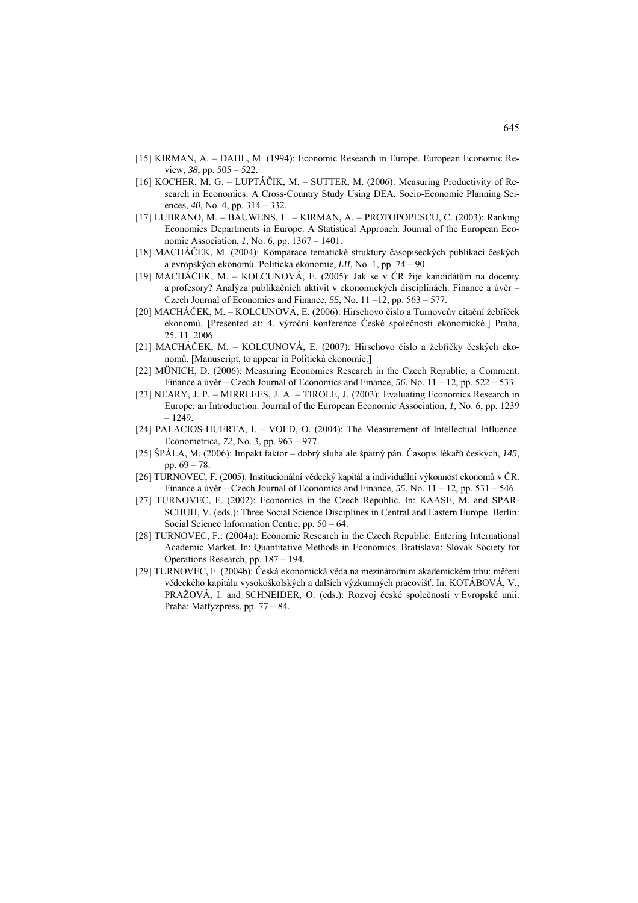[15] KIRMAN, A. – DAHL, M. (1994): Economic Research in Europe. European Economic Review, *38*, pp. 505 – 522.

[16] KOCHER, M. G. – LUPTÁČIK, M. – SUTTER, M. (2006): Measuring Productivity of Research in Economics: A Cross-Country Study Using DEA. Socio-Economic Planning Sciences, *40*, No. 4, pp. 314 – 332.

[17] LUBRANO, M. – BAUWENS, L. – KIRMAN, A. – PROTOPOPESCU, C. (2003): Ranking Economics Departments in Europe: A Statistical Approach. Journal of the European Economic Association, *1*, No. 6, pp. 1367 – 1401.

[18] MACHÁČEK, M. (2004): Komparace tematické struktury časopiseckých publikací českých a evropských ekonomů. Politická ekonomie, *LII*, No. 1, pp. 74 – 90.

[19] MACHÁČEK, M. – KOLCUNOVÁ, E. (2005): Jak se v ČR žije kandidátům na docenty a profesory? Analýza publikačních aktivit v ekonomických disciplínách. Finance a úvěr – Czech Journal of Economics and Finance, *55*, No. 11 –12, pp. 563 – 577.

[20] MACHÁČEK, M. – KOLCUNOVÁ, E. (2006): Hirschovo číslo a Turnovcův citační žebříček ekonomů. [Presented at: 4. výroční konference České společnosti ekonomické.] Praha, 25. 11. 2006.

[21] MACHÁČEK, M. – KOLCUNOVÁ, E. (2007): Hirschovo číslo a žebříčky českých ekonomů. [Manuscript, to appear in Politická ekonomie.]

[22] MÜNICH, D. (2006): Measuring Economics Research in the Czech Republic, a Comment. Finance a úvěr – Czech Journal of Economics and Finance, *56*, No. 11 – 12, pp. 522 – 533.

[23] NEARY, J. P. – MIRRLEES, J. A. – TIROLE, J. (2003): Evaluating Economics Research in Europe: an Introduction. Journal of the European Economic Association, *1*, No. 6, pp. 1239 – 1249.

[24] PALACIOS-HUERTA, I. – VOLD, O. (2004): The Measurement of Intellectual Influence. Econometrica, *72*, No. 3, pp. 963 – 977.

[25] ŠPÁLA, M. (2006): Impakt faktor – dobrý sluha ale špatný pán. Časopis lékařů českých, *145*, pp. 69 – 78.

[26] TURNOVEC, F. (2005): Institucionální vědecký kapitál a individuální výkonnost ekonomů v ČR. Finance a úvěr – Czech Journal of Economics and Finance, *55*, No. 11 – 12, pp. 531 – 546.

[27] TURNOVEC, F. (2002): Economics in the Czech Republic. In: KAASE, M. and SPARSCHUH, V. (eds.): Three Social Science Disciplines in Central and Eastern Europe. Berlin: Social Science Information Centre, pp. 50 – 64.

[28] TURNOVEC, F.: (2004a): Economic Research in the Czech Republic: Entering International Academic Market. In: Quantitative Methods in Economics. Bratislava: Slovak Society for Operations Research, pp. 187 – 194.

[29] TURNOVEC, F. (2004b): Česká ekonomická věda na mezinárodním akademickém trhu: měření vědeckého kapitálu vysokoškolských a dalších výzkumných pracovišť. In: KOTÁBOVÁ, V., PRAŽOVÁ, I. and SCHNEIDER, O. (eds.): Rozvoj české společnosti v Evropské unii. Praha: Matfyzpress, pp. 77 – 84.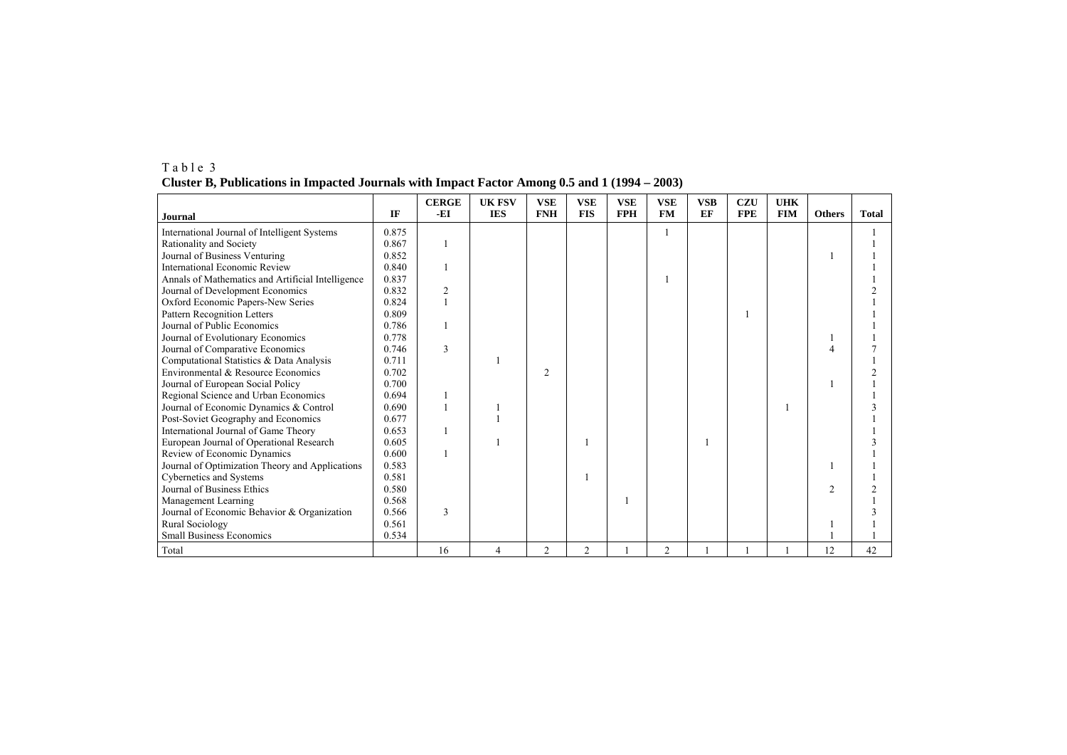Table 3
**Cluster B, Publications in Impacted Journals with Impact Factor Among 0.5 and 1 (1994 – 2003)**

| Journal | IF | CERGE-EI | UK FSV IES | VSE FNH | VSE FIS | VSE FPH | VSE FM | VSB EF | CZU FPE | UHK FIM | Others | Total |
|---|---|---|---|---|---|---|---|---|---|---|---|---|
| International Journal of Intelligent Systems | 0.875 | | | | | | 1 | | | | | 1 |
| Rationality and Society | 0.867 | 1 | | | | | | | | | | 1 |
| Journal of Business Venturing | 0.852 | | | | | | | | | | 1 | 1 |
| International Economic Review | 0.840 | 1 | | | | | | | | | | 1 |
| Annals of Mathematics and Artificial Intelligence | 0.837 | | | | | | 1 | | | | | 1 |
| Journal of Development Economics | 0.832 | 2 | | | | | | | | | | 2 |
| Oxford Economic Papers-New Series | 0.824 | 1 | | | | | | | | | | 1 |
| Pattern Recognition Letters | 0.809 | | | | | | | | 1 | | | 1 |
| Journal of Public Economics | 0.786 | 1 | | | | | | | | | | 1 |
| Journal of Evolutionary Economics | 0.778 | | | | | | | | | | 1 | 1 |
| Journal of Comparative Economics | 0.746 | 3 | | | | | | | | | 4 | 7 |
| Computational Statistics & Data Analysis | 0.711 | | 1 | | | | | | | | | 1 |
| Environmental & Resource Economics | 0.702 | | | 2 | | | | | | | | 2 |
| Journal of European Social Policy | 0.700 | | | | | | | | | | 1 | 1 |
| Regional Science and Urban Economics | 0.694 | 1 | | | | | | | | | | 1 |
| Journal of Economic Dynamics & Control | 0.690 | 1 | 1 | | | | | | | 1 | | 3 |
| Post-Soviet Geography and Economics | 0.677 | | 1 | | | | | | | | | 1 |
| International Journal of Game Theory | 0.653 | 1 | | | | | | | | | | 1 |
| European Journal of Operational Research | 0.605 | | 1 | | 1 | | | 1 | | | | 3 |
| Review of Economic Dynamics | 0.600 | 1 | | | | | | | | | | 1 |
| Journal of Optimization Theory and Applications | 0.583 | | | | | | | | | | 1 | 1 |
| Cybernetics and Systems | 0.581 | | | | 1 | | | | | | | 1 |
| Journal of Business Ethics | 0.580 | | | | | | | | | | 2 | 2 |
| Management Learning | 0.568 | | | | | 1 | | | | | | 1 |
| Journal of Economic Behavior & Organization | 0.566 | 3 | | | | | | | | | | 3 |
| Rural Sociology | 0.561 | | | | | | | | | | 1 | 1 |
| Small Business Economics | 0.534 | | | | | | | | | | 1 | 1 |
| Total | | 16 | 4 | 2 | 2 | 1 | 2 | 1 | 1 | 1 | 12 | 42 |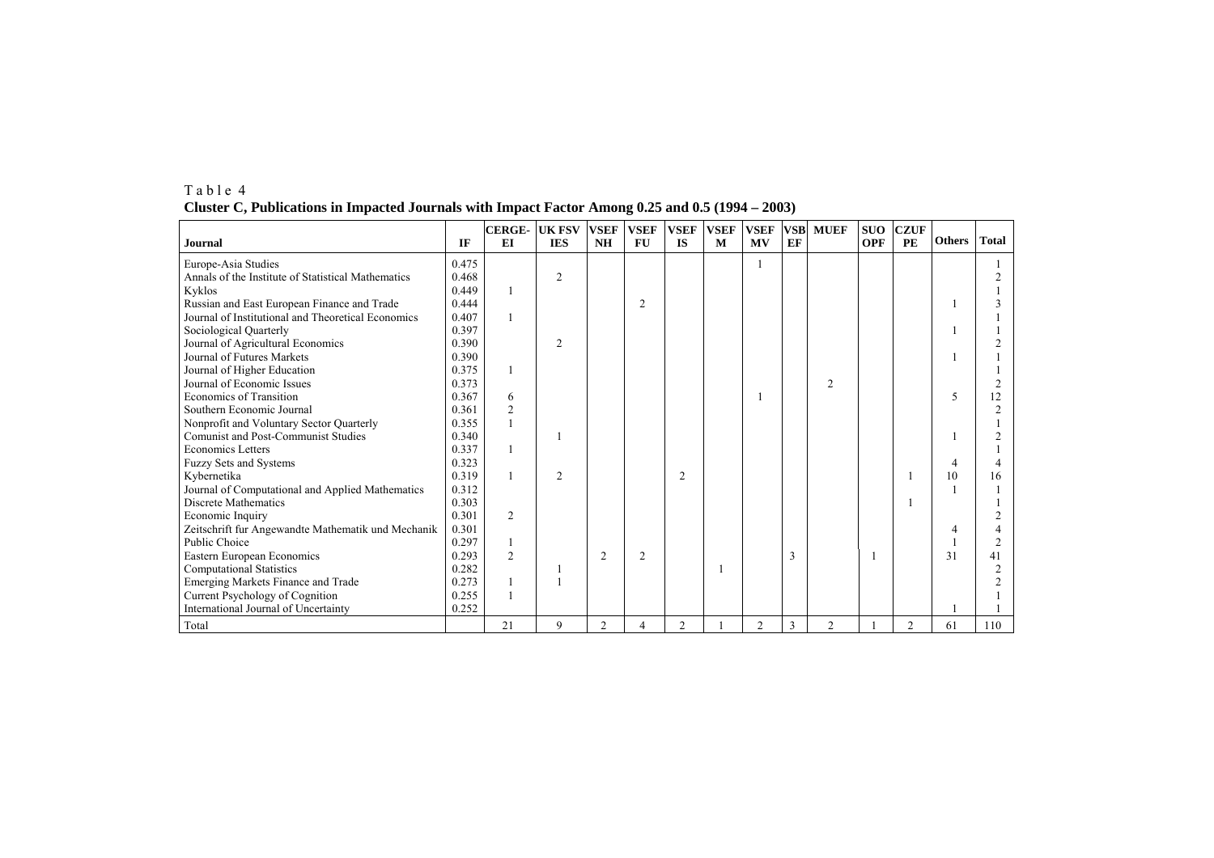Table 4

**Cluster C, Publications in Impacted Journals with Impact Factor Among 0.25 and 0.5 (1994 – 2003)**

| Journal | IF | CERGE-EI | UK FSV IES | VSEF NH | VSEF FU | VSEF IS | VSEF M | VSEF MV | VSB EF | MUEF | SUO OPF | CZUF PE | Others | Total |
|---|---|---|---|---|---|---|---|---|---|---|---|---|---|---|
| Europe-Asia Studies | 0.475 | | | | | | | 1 | | | | | | 1 |
| Annals of the Institute of Statistical Mathematics | 0.468 | | 2 | | | | | | | | | | | 2 |
| Kyklos | 0.449 | 1 | | | | | | | | | | | | 1 |
| Russian and East European Finance and Trade | 0.444 | | | | 2 | | | | | | | | 1 | 3 |
| Journal of Institutional and Theoretical Economics | 0.407 | 1 | | | | | | | | | | | | 1 |
| Sociological Quarterly | 0.397 | | | | | | | | | | | | 1 | 1 |
| Journal of Agricultural Economics | 0.390 | | 2 | | | | | | | | | | | 2 |
| Journal of Futures Markets | 0.390 | | | | | | | | | | | | 1 | 1 |
| Journal of Higher Education | 0.375 | 1 | | | | | | | | | | | | 1 |
| Journal of Economic Issues | 0.373 | | | | | | | | | 2 | | | | 2 |
| Economics of Transition | 0.367 | 6 | | | | | | 1 | | | | | 5 | 12 |
| Southern Economic Journal | 0.361 | 2 | | | | | | | | | | | | 2 |
| Nonprofit and Voluntary Sector Quarterly | 0.355 | 1 | | | | | | | | | | | | 1 |
| Comunist and Post-Communist Studies | 0.340 | | 1 | | | | | | | | | | 1 | 2 |
| Economics Letters | 0.337 | 1 | | | | | | | | | | | | 1 |
| Fuzzy Sets and Systems | 0.323 | | | | | | | | | | | | 4 | 4 |
| Kybernetika | 0.319 | 1 | 2 | | | 2 | | | | | | 1 | 10 | 16 |
| Journal of Computational and Applied Mathematics | 0.312 | | | | | | | | | | | | 1 | 1 |
| Discrete Mathematics | 0.303 | | | | | | | | | | | 1 | | 1 |
| Economic Inquiry | 0.301 | 2 | | | | | | | | | | | | 2 |
| Zeitschrift fur Angewandte Mathematik und Mechanik | 0.301 | | | | | | | | | | | | 4 | 4 |
| Public Choice | 0.297 | 1 | | | | | | | | | | | 1 | 2 |
| Eastern European Economics | 0.293 | 2 | | 2 | 2 | | | | 3 | | 1 | | 31 | 41 |
| Computational Statistics | 0.282 | | 1 | | | | 1 | | | | | | | 2 |
| Emerging Markets Finance and Trade | 0.273 | 1 | 1 | | | | | | | | | | | 2 |
| Current Psychology of Cognition | 0.255 | 1 | | | | | | | | | | | | 1 |
| International Journal of Uncertainty | 0.252 | | | | | | | | | | | | 1 | 1 |
| Total | | 21 | 9 | 2 | 4 | 2 | 1 | 2 | 3 | 2 | 1 | 2 | 61 | 110 |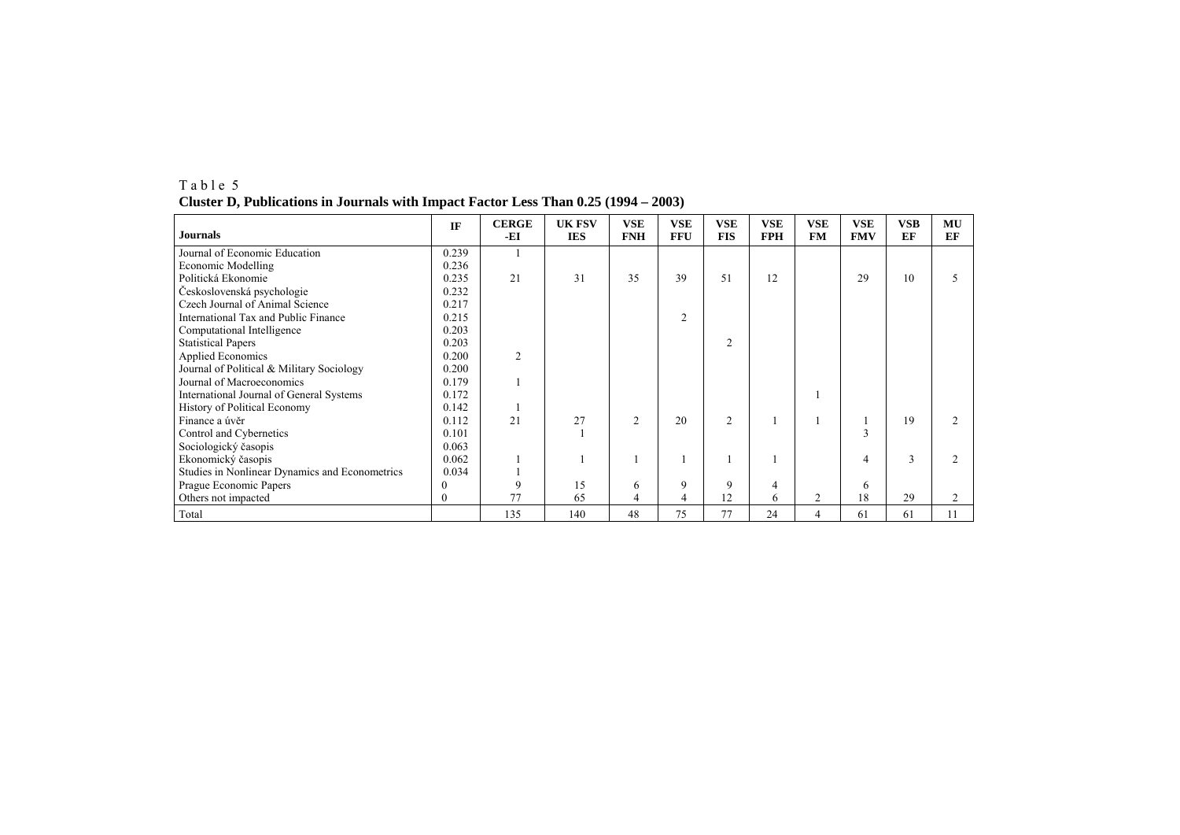Table 5
**Cluster D, Publications in Journals with Impact Factor Less Than 0.25 (1994 – 2003)**

| Journals | IF | CERGE-EI | UK FSV IES | VSE FNH | VSE FFU | VSE FIS | VSE FPH | VSE FM | VSE FMV | VSB EF | MU EF |
|---|---|---|---|---|---|---|---|---|---|---|---|
| Journal of Economic Education | 0.239 | 1 | | | | | | | | | |
| Economic Modelling | 0.236 | | | | | | | | | | |
| Politická Ekonomie | 0.235 | 21 | 31 | 35 | 39 | 51 | 12 | | 29 | 10 | 5 |
| Československá psychologie | 0.232 | | | | | | | | | | |
| Czech Journal of Animal Science | 0.217 | | | | | | | | | | |
| International Tax and Public Finance | 0.215 | | | | 2 | | | | | | |
| Computational Intelligence | 0.203 | | | | | | | | | | |
| Statistical Papers | 0.203 | | | | | 2 | | | | | |
| Applied Economics | 0.200 | 2 | | | | | | | | | |
| Journal of Political & Military Sociology | 0.200 | | | | | | | | | | |
| Journal of Macroeconomics | 0.179 | 1 | | | | | | | | | |
| International Journal of General Systems | 0.172 | | | | | | | 1 | | | |
| History of Political Economy | 0.142 | 1 | | | | | | | | | |
| Finance a úvěr | 0.112 | 21 | 27 | 2 | 20 | 2 | 1 | 1 | 1 | 19 | 2 |
| Control and Cybernetics | 0.101 | | 1 | | | | | | 3 | | |
| Sociologický časopis | 0.063 | | | | | | | | | | |
| Ekonomický časopis | 0.062 | 1 | 1 | 1 | 1 | 1 | 1 | | 4 | 3 | 2 |
| Studies in Nonlinear Dynamics and Econometrics | 0.034 | 1 | | | | | | | | | |
| Prague Economic Papers | 0 | 9 | 15 | 6 | 9 | 9 | 4 | | 6 | | |
| Others not impacted | 0 | 77 | 65 | 4 | 4 | 12 | 6 | 2 | 18 | 29 | 2 |
| Total | | 135 | 140 | 48 | 75 | 77 | 24 | 4 | 61 | 61 | 11 |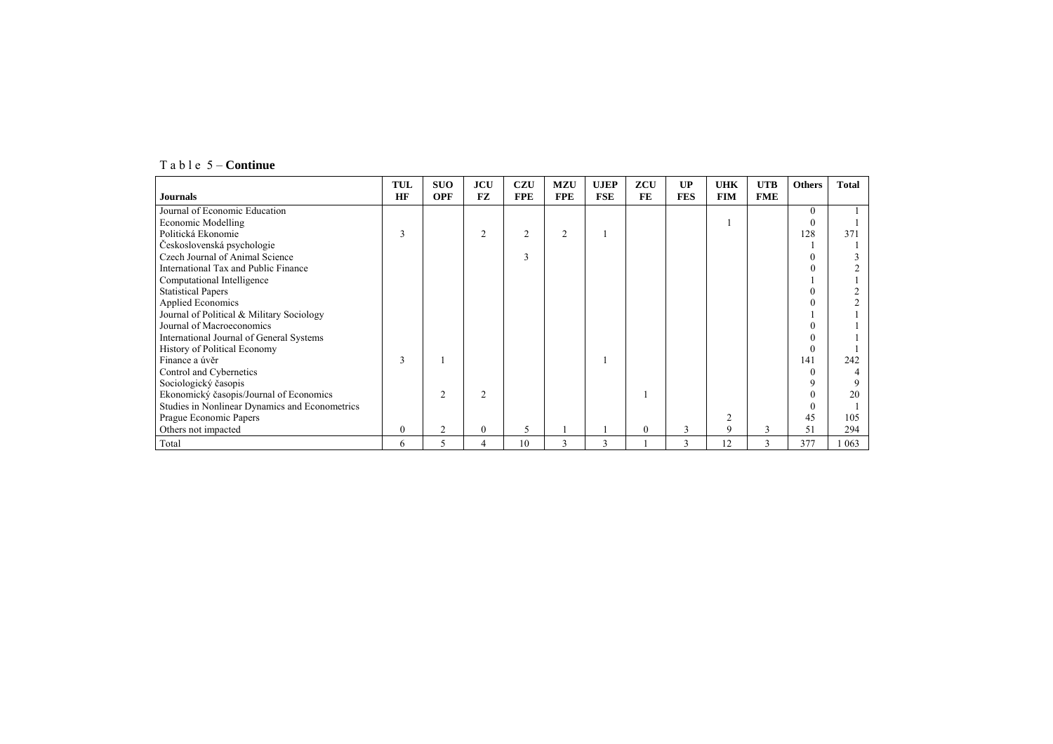T a b l e 5 – **Continue**

| **Journals** | **TUL HF** | **SUO OPF** | **JCU FZ** | **CZU FPE** | **MZU FPE** | **UJEP FSE** | **ZCU FE** | **UP FES** | **UHK FIM** | **UTB FME** | **Others** | **Total** |
|---|---|---|---|---|---|---|---|---|---|---|---|---|
| Journal of Economic Education | | | | | | | | | | | 0 | 1 |
| Economic Modelling | | | | | | | | | 1 | | 0 | 1 |
| Politická Ekonomie | 3 | | 2 | 2 | 2 | 1 | | | | | 128 | 371 |
| Československá psychologie | | | | | | | | | | | 1 | 1 |
| Czech Journal of Animal Science | | | | 3 | | | | | | | 0 | 3 |
| International Tax and Public Finance | | | | | | | | | | | 0 | 2 |
| Computational Intelligence | | | | | | | | | | | 1 | 1 |
| Statistical Papers | | | | | | | | | | | 0 | 2 |
| Applied Economics | | | | | | | | | | | 0 | 2 |
| Journal of Political & Military Sociology | | | | | | | | | | | 1 | 1 |
| Journal of Macroeconomics | | | | | | | | | | | 0 | 1 |
| International Journal of General Systems | | | | | | | | | | | 0 | 1 |
| History of Political Economy | | | | | | | | | | | 0 | 1 |
| Finance a úvěr | 3 | 1 | | | | 1 | | | | | 141 | 242 |
| Control and Cybernetics | | | | | | | | | | | 0 | 4 |
| Sociologický časopis | | | | | | | | | | | 9 | 9 |
| Ekonomický časopis/Journal of Economics | | 2 | 2 | | | | 1 | | | | 0 | 20 |
| Studies in Nonlinear Dynamics and Econometrics | | | | | | | | | | | 0 | 1 |
| Prague Economic Papers | | | | | | | | | 2 | | 45 | 105 |
| Others not impacted | 0 | 2 | 0 | 5 | 1 | 1 | 0 | 3 | 9 | 3 | 51 | 294 |
| Total | 6 | 5 | 4 | 10 | 3 | 3 | 1 | 3 | 12 | 3 | 377 | 1 063 |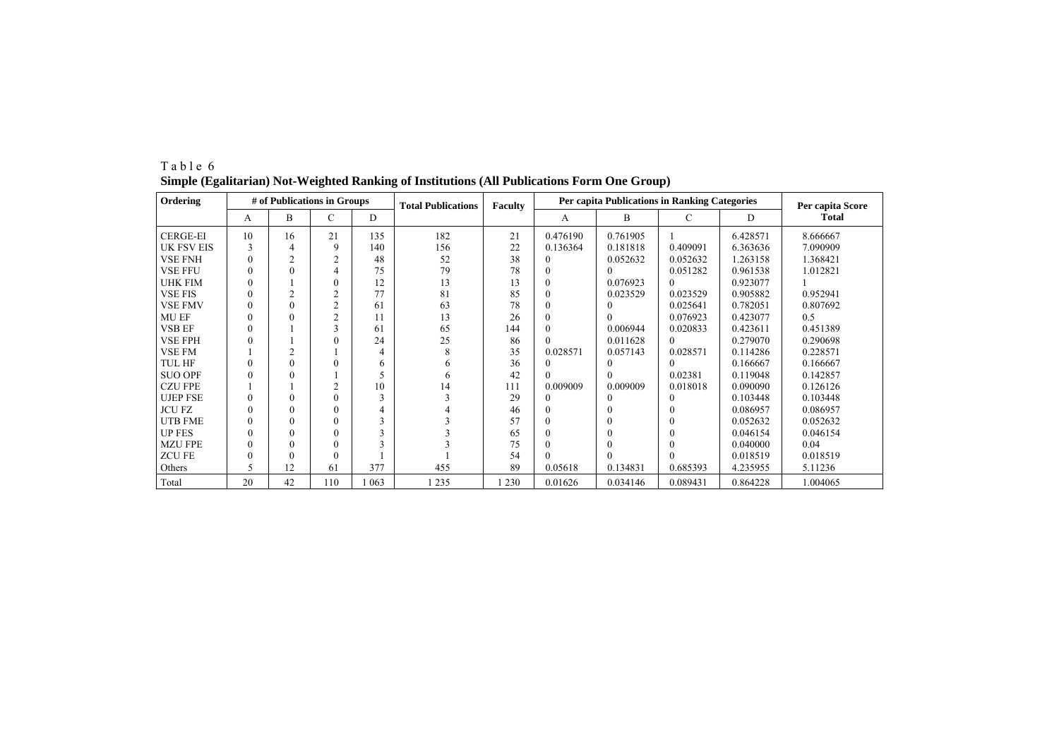Table 6

**Simple (Egalitarian) Not-Weighted Ranking of Institutions (All Publications Form One Group)**

| Ordering | # of Publications in Groups | | | | Total Publications | Faculty | Per capita Publications in Ranking Categories | | | | Per capita Score |
|---|---|---|---|---|---|---|---|---|---|---|---|
| | A | B | C | D | | | A | B | C | D | Total |
| CERGE-EI | 10 | 16 | 21 | 135 | 182 | 21 | 0.476190 | 0.761905 | 1 | 6.428571 | 8.666667 |
| UK FSV EIS | 3 | 4 | 9 | 140 | 156 | 22 | 0.136364 | 0.181818 | 0.409091 | 6.363636 | 7.090909 |
| VSE FNH | 0 | 2 | 2 | 48 | 52 | 38 | 0 | 0.052632 | 0.052632 | 1.263158 | 1.368421 |
| VSE FFU | 0 | 0 | 4 | 75 | 79 | 78 | 0 | 0 | 0.051282 | 0.961538 | 1.012821 |
| UHK FIM | 0 | 1 | 0 | 12 | 13 | 13 | 0 | 0.076923 | 0 | 0.923077 | 1 |
| VSE FIS | 0 | 2 | 2 | 77 | 81 | 85 | 0 | 0.023529 | 0.023529 | 0.905882 | 0.952941 |
| VSE FMV | 0 | 0 | 2 | 61 | 63 | 78 | 0 | 0 | 0.025641 | 0.782051 | 0.807692 |
| MU EF | 0 | 0 | 2 | 11 | 13 | 26 | 0 | 0 | 0.076923 | 0.423077 | 0.5 |
| VSB EF | 0 | 1 | 3 | 61 | 65 | 144 | 0 | 0.006944 | 0.020833 | 0.423611 | 0.451389 |
| VSE FPH | 0 | 1 | 0 | 24 | 25 | 86 | 0 | 0.011628 | 0 | 0.279070 | 0.290698 |
| VSE FM | 1 | 2 | 1 | 4 | 8 | 35 | 0.028571 | 0.057143 | 0.028571 | 0.114286 | 0.228571 |
| TUL HF | 0 | 0 | 0 | 6 | 6 | 36 | 0 | 0 | 0 | 0.166667 | 0.166667 |
| SUO OPF | 0 | 0 | 1 | 5 | 6 | 42 | 0 | 0 | 0.02381 | 0.119048 | 0.142857 |
| CZU FPE | 1 | 1 | 2 | 10 | 14 | 111 | 0.009009 | 0.009009 | 0.018018 | 0.090090 | 0.126126 |
| UJEP FSE | 0 | 0 | 0 | 3 | 3 | 29 | 0 | 0 | 0 | 0.103448 | 0.103448 |
| JCU FZ | 0 | 0 | 0 | 4 | 4 | 46 | 0 | 0 | 0 | 0.086957 | 0.086957 |
| UTB FME | 0 | 0 | 0 | 3 | 3 | 57 | 0 | 0 | 0 | 0.052632 | 0.052632 |
| UP FES | 0 | 0 | 0 | 3 | 3 | 65 | 0 | 0 | 0 | 0.046154 | 0.046154 |
| MZU FPE | 0 | 0 | 0 | 3 | 3 | 75 | 0 | 0 | 0 | 0.040000 | 0.04 |
| ZCU FE | 0 | 0 | 0 | 1 | 1 | 54 | 0 | 0 | 0 | 0.018519 | 0.018519 |
| Others | 5 | 12 | 61 | 377 | 455 | 89 | 0.05618 | 0.134831 | 0.685393 | 4.235955 | 5.11236 |
| Total | 20 | 42 | 110 | 1 063 | 1 235 | 1 230 | 0.01626 | 0.034146 | 0.089431 | 0.864228 | 1.004065 |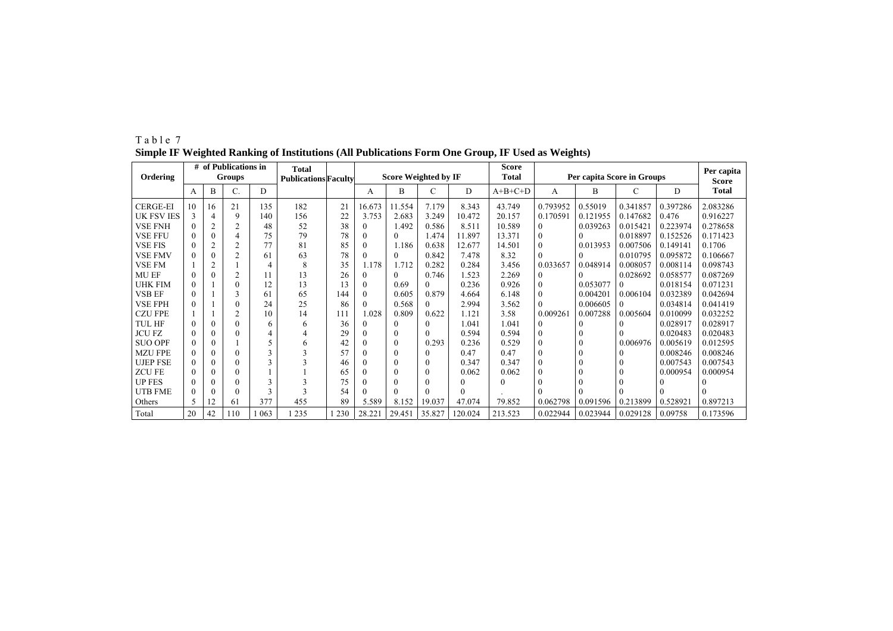Table 7

**Simple IF Weighted Ranking of Institutions (All Publications Form One Group, IF Used as Weights)**

| Ordering | # of Publications in Groups | | | | Total Publications | Faculty | Score Weighted by IF | | | | Score Total | Per capita Score in Groups | | | | Per capita Score |
|---|---|---|---|---|---|---|---|---|---|---|---|---|---|---|---|---|
| | A | B | C. | D | | | A | B | C | D | A+B+C+D | A | B | C | D | Total |
| CERGE-EI | 10 | 16 | 21 | 135 | 182 | 21 | 16.673 | 11.554 | 7.179 | 8.343 | 43.749 | 0.793952 | 0.55019 | 0.341857 | 0.397286 | 2.083286 |
| UK FSV IES | 3 | 4 | 9 | 140 | 156 | 22 | 3.753 | 2.683 | 3.249 | 10.472 | 20.157 | 0.170591 | 0.121955 | 0.147682 | 0.476 | 0.916227 |
| VSE FNH | 0 | 2 | 2 | 48 | 52 | 38 | 0 | 1.492 | 0.586 | 8.511 | 10.589 | 0 | 0.039263 | 0.015421 | 0.223974 | 0.278658 |
| VSE FFU | 0 | 0 | 4 | 75 | 79 | 78 | 0 | 0 | 1.474 | 11.897 | 13.371 | 0 | 0 | 0.018897 | 0.152526 | 0.171423 |
| VSE FIS | 0 | 2 | 2 | 77 | 81 | 85 | 0 | 1.186 | 0.638 | 12.677 | 14.501 | 0 | 0.013953 | 0.007506 | 0.149141 | 0.1706 |
| VSE FMV | 0 | 0 | 2 | 61 | 63 | 78 | 0 | 0 | 0.842 | 7.478 | 8.32 | 0 | 0 | 0.010795 | 0.095872 | 0.106667 |
| VSE FM | 1 | 2 | 1 | 4 | 8 | 35 | 1.178 | 1.712 | 0.282 | 0.284 | 3.456 | 0.033657 | 0.048914 | 0.008057 | 0.008114 | 0.098743 |
| MU EF | 0 | 0 | 2 | 11 | 13 | 26 | 0 | 0 | 0.746 | 1.523 | 2.269 | 0 | 0 | 0.028692 | 0.058577 | 0.087269 |
| UHK FIM | 0 | 1 | 0 | 12 | 13 | 13 | 0 | 0.69 | 0 | 0.236 | 0.926 | 0 | 0.053077 | 0 | 0.018154 | 0.071231 |
| VSB EF | 0 | 1 | 3 | 61 | 65 | 144 | 0 | 0.605 | 0.879 | 4.664 | 6.148 | 0 | 0.004201 | 0.006104 | 0.032389 | 0.042694 |
| VSE FPH | 0 | 1 | 0 | 24 | 25 | 86 | 0 | 0.568 | 0 | 2.994 | 3.562 | 0 | 0.006605 | 0 | 0.034814 | 0.041419 |
| CZU FPE | 1 | 1 | 2 | 10 | 14 | 111 | 1.028 | 0.809 | 0.622 | 1.121 | 3.58 | 0.009261 | 0.007288 | 0.005604 | 0.010099 | 0.032252 |
| TUL HF | 0 | 0 | 0 | 6 | 6 | 36 | 0 | 0 | 0 | 1.041 | 1.041 | 0 | 0 | 0 | 0.028917 | 0.028917 |
| JCU FZ | 0 | 0 | 0 | 4 | 4 | 29 | 0 | 0 | 0 | 0.594 | 0.594 | 0 | 0 | 0 | 0.020483 | 0.020483 |
| SUO OPF | 0 | 0 | 1 | 5 | 6 | 42 | 0 | 0 | 0.293 | 0.236 | 0.529 | 0 | 0 | 0.006976 | 0.005619 | 0.012595 |
| MZU FPE | 0 | 0 | 0 | 3 | 3 | 57 | 0 | 0 | 0 | 0.47 | 0.47 | 0 | 0 | 0 | 0.008246 | 0.008246 |
| UJEP FSE | 0 | 0 | 0 | 3 | 3 | 46 | 0 | 0 | 0 | 0.347 | 0.347 | 0 | 0 | 0 | 0.007543 | 0.007543 |
| ZCU FE | 0 | 0 | 0 | 1 | 1 | 65 | 0 | 0 | 0 | 0.062 | 0.062 | 0 | 0 | 0 | 0.000954 | 0.000954 |
| UP FES | 0 | 0 | 0 | 3 | 3 | 75 | 0 | 0 | 0 | 0 | 0 | 0 | 0 | 0 | 0 | 0 |
| UTB FME | 0 | 0 | 0 | 3 | 3 | 54 | 0 | 0 | 0 | 0 | . | 0 | 0 | 0 | 0 | 0 |
| Others | 5 | 12 | 61 | 377 | 455 | 89 | 5.589 | 8.152 | 19.037 | 47.074 | 79.852 | 0.062798 | 0.091596 | 0.213899 | 0.528921 | 0.897213 |
| Total | 20 | 42 | 110 | 1 063 | 1 235 | 1 230 | 28.221 | 29.451 | 35.827 | 120.024 | 213.523 | 0.022944 | 0.023944 | 0.029128 | 0.09758 | 0.173596 |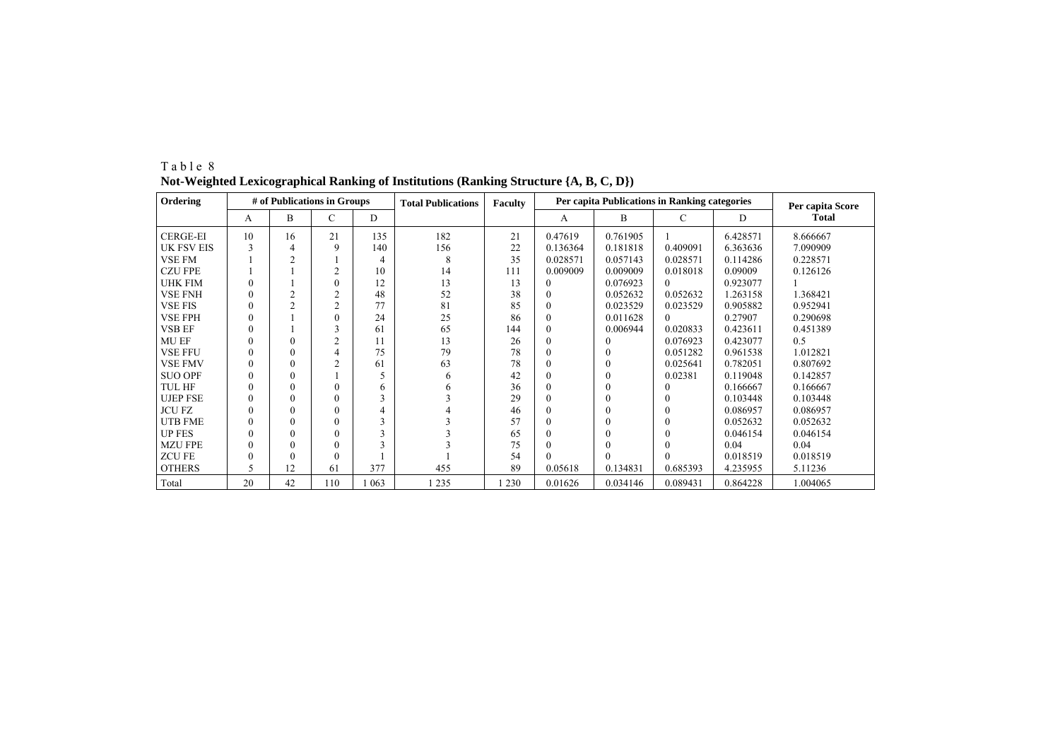Table 8

**Not-Weighted Lexicographical Ranking of Institutions (Ranking Structure {A, B, C, D})**

| Ordering | # of Publications in Groups | | | | Total Publications | Faculty | Per capita Publications in Ranking categories | | | | Per capita Score |
|---|---|---|---|---|---|---|---|---|---|---|---|
| | A | B | C | D | | | A | B | C | D | Total |
| CERGE-EI | 10 | 16 | 21 | 135 | 182 | 21 | 0.47619 | 0.761905 | 1 | 6.428571 | 8.666667 |
| UK FSV EIS | 3 | 4 | 9 | 140 | 156 | 22 | 0.136364 | 0.181818 | 0.409091 | 6.363636 | 7.090909 |
| VSE FM | 1 | 2 | 1 | 4 | 8 | 35 | 0.028571 | 0.057143 | 0.028571 | 0.114286 | 0.228571 |
| CZU FPE | 1 | 1 | 2 | 10 | 14 | 111 | 0.009009 | 0.009009 | 0.018018 | 0.09009 | 0.126126 |
| UHK FIM | 0 | 1 | 0 | 12 | 13 | 13 | 0 | 0.076923 | 0 | 0.923077 | 1 |
| VSE FNH | 0 | 2 | 2 | 48 | 52 | 38 | 0 | 0.052632 | 0.052632 | 1.263158 | 1.368421 |
| VSE FIS | 0 | 2 | 2 | 77 | 81 | 85 | 0 | 0.023529 | 0.023529 | 0.905882 | 0.952941 |
| VSE FPH | 0 | 1 | 0 | 24 | 25 | 86 | 0 | 0.011628 | 0 | 0.27907 | 0.290698 |
| VSB EF | 0 | 1 | 3 | 61 | 65 | 144 | 0 | 0.006944 | 0.020833 | 0.423611 | 0.451389 |
| MU EF | 0 | 0 | 2 | 11 | 13 | 26 | 0 | 0 | 0.076923 | 0.423077 | 0.5 |
| VSE FFU | 0 | 0 | 4 | 75 | 79 | 78 | 0 | 0 | 0.051282 | 0.961538 | 1.012821 |
| VSE FMV | 0 | 0 | 2 | 61 | 63 | 78 | 0 | 0 | 0.025641 | 0.782051 | 0.807692 |
| SUO OPF | 0 | 0 | 1 | 5 | 6 | 42 | 0 | 0 | 0.02381 | 0.119048 | 0.142857 |
| TUL HF | 0 | 0 | 0 | 6 | 6 | 36 | 0 | 0 | 0 | 0.166667 | 0.166667 |
| UJEP FSE | 0 | 0 | 0 | 3 | 3 | 29 | 0 | 0 | 0 | 0.103448 | 0.103448 |
| JCU FZ | 0 | 0 | 0 | 4 | 4 | 46 | 0 | 0 | 0 | 0.086957 | 0.086957 |
| UTB FME | 0 | 0 | 0 | 3 | 3 | 57 | 0 | 0 | 0 | 0.052632 | 0.052632 |
| UP FES | 0 | 0 | 0 | 3 | 3 | 65 | 0 | 0 | 0 | 0.046154 | 0.046154 |
| MZU FPE | 0 | 0 | 0 | 3 | 3 | 75 | 0 | 0 | 0 | 0.04 | 0.04 |
| ZCU FE | 0 | 0 | 0 | 1 | 1 | 54 | 0 | 0 | 0 | 0.018519 | 0.018519 |
| OTHERS | 5 | 12 | 61 | 377 | 455 | 89 | 0.05618 | 0.134831 | 0.685393 | 4.235955 | 5.11236 |
| Total | 20 | 42 | 110 | 1 063 | 1 235 | 1 230 | 0.01626 | 0.034146 | 0.089431 | 0.864228 | 1.004065 |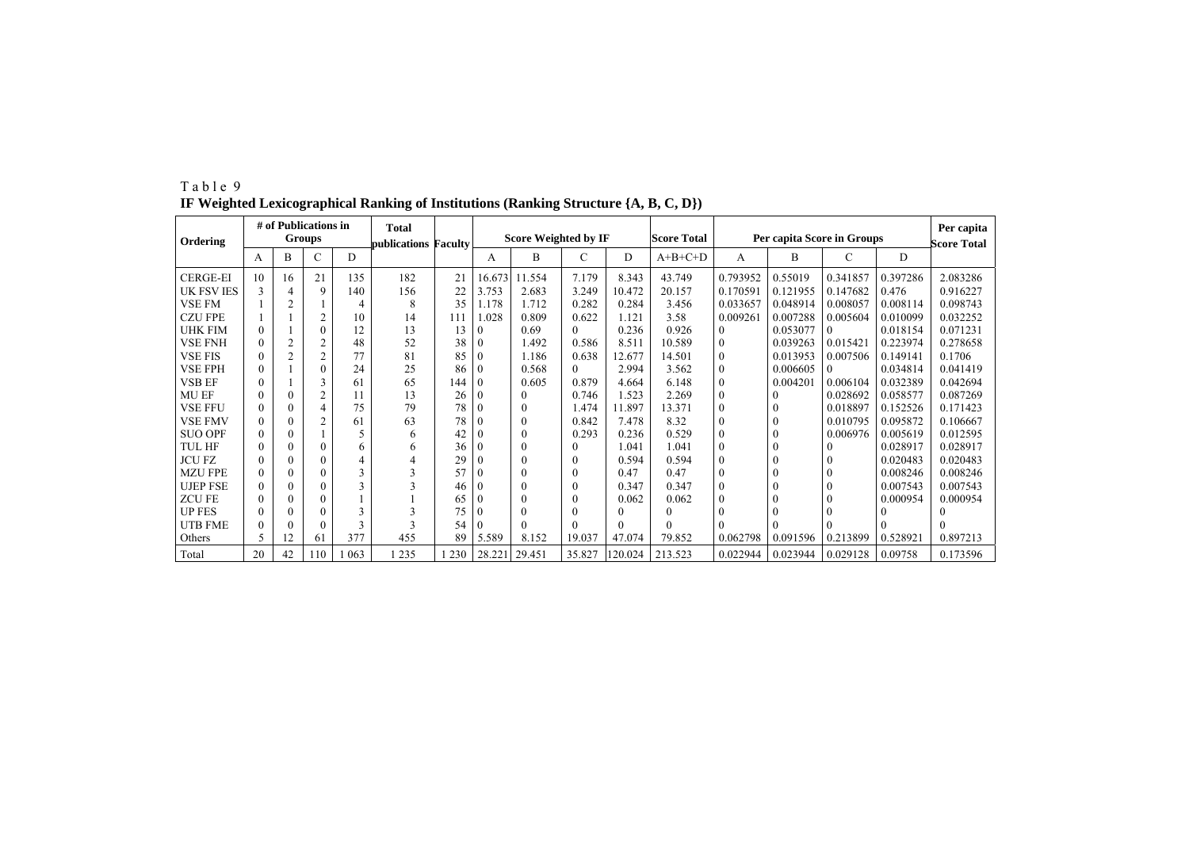Table 9

**IF Weighted Lexicographical Ranking of Institutions (Ranking Structure {A, B, C, D})**

| Ordering | # of Publications in Groups | | | | Total publications | Faculty | Score Weighted by IF | | | | Score Total | Per capita Score in Groups | | | | Per capita Score Total |
|---|---|---|---|---|---|---|---|---|---|---|---|---|---|---|---|---|
| | A | B | C | D | | | A | B | C | D | A+B+C+D | A | B | C | D | |
| CERGE-EI | 10 | 16 | 21 | 135 | 182 | 21 | 16.673 | 11.554 | 7.179 | 8.343 | 43.749 | 0.793952 | 0.55019 | 0.341857 | 0.397286 | 2.083286 |
| UK FSV IES | 3 | 4 | 9 | 140 | 156 | 22 | 3.753 | 2.683 | 3.249 | 10.472 | 20.157 | 0.170591 | 0.121955 | 0.147682 | 0.476 | 0.916227 |
| VSE FM | 1 | 2 | 1 | 4 | 8 | 35 | 1.178 | 1.712 | 0.282 | 0.284 | 3.456 | 0.033657 | 0.048914 | 0.008057 | 0.008114 | 0.098743 |
| CZU FPE | 1 | 1 | 2 | 10 | 14 | 111 | 1.028 | 0.809 | 0.622 | 1.121 | 3.58 | 0.009261 | 0.007288 | 0.005604 | 0.010099 | 0.032252 |
| UHK FIM | 0 | 1 | 0 | 12 | 13 | 13 | 0 | 0.69 | 0 | 0.236 | 0.926 | 0 | 0.053077 | 0 | 0.018154 | 0.071231 |
| VSE FNH | 0 | 2 | 2 | 48 | 52 | 38 | 0 | 1.492 | 0.586 | 8.511 | 10.589 | 0 | 0.039263 | 0.015421 | 0.223974 | 0.278658 |
| VSE FIS | 0 | 2 | 2 | 77 | 81 | 85 | 0 | 1.186 | 0.638 | 12.677 | 14.501 | 0 | 0.013953 | 0.007506 | 0.149141 | 0.1706 |
| VSE FPH | 0 | 1 | 0 | 24 | 25 | 86 | 0 | 0.568 | 0 | 2.994 | 3.562 | 0 | 0.006605 | 0 | 0.034814 | 0.041419 |
| VSB EF | 0 | 1 | 3 | 61 | 65 | 144 | 0 | 0.605 | 0.879 | 4.664 | 6.148 | 0 | 0.004201 | 0.006104 | 0.032389 | 0.042694 |
| MU EF | 0 | 0 | 2 | 11 | 13 | 26 | 0 | 0 | 0.746 | 1.523 | 2.269 | 0 | 0 | 0.028692 | 0.058577 | 0.087269 |
| VSE FFU | 0 | 0 | 4 | 75 | 79 | 78 | 0 | 0 | 1.474 | 11.897 | 13.371 | 0 | 0 | 0.018897 | 0.152526 | 0.171423 |
| VSE FMV | 0 | 0 | 2 | 61 | 63 | 78 | 0 | 0 | 0.842 | 7.478 | 8.32 | 0 | 0 | 0.010795 | 0.095872 | 0.106667 |
| SUO OPF | 0 | 0 | 1 | 5 | 6 | 42 | 0 | 0 | 0.293 | 0.236 | 0.529 | 0 | 0 | 0.006976 | 0.005619 | 0.012595 |
| TUL HF | 0 | 0 | 0 | 6 | 6 | 36 | 0 | 0 | 0 | 1.041 | 1.041 | 0 | 0 | 0 | 0.028917 | 0.028917 |
| JCU FZ | 0 | 0 | 0 | 4 | 4 | 29 | 0 | 0 | 0 | 0.594 | 0.594 | 0 | 0 | 0 | 0.020483 | 0.020483 |
| MZU FPE | 0 | 0 | 0 | 3 | 3 | 57 | 0 | 0 | 0 | 0.47 | 0.47 | 0 | 0 | 0 | 0.008246 | 0.008246 |
| UJEP FSE | 0 | 0 | 0 | 3 | 3 | 46 | 0 | 0 | 0 | 0.347 | 0.347 | 0 | 0 | 0 | 0.007543 | 0.007543 |
| ZCU FE | 0 | 0 | 0 | 1 | 1 | 65 | 0 | 0 | 0 | 0.062 | 0.062 | 0 | 0 | 0 | 0.000954 | 0.000954 |
| UP FES | 0 | 0 | 0 | 3 | 3 | 75 | 0 | 0 | 0 | 0 | 0 | 0 | 0 | 0 | 0 | 0 |
| UTB FME | 0 | 0 | 0 | 3 | 3 | 54 | 0 | 0 | 0 | 0 | 0 | 0 | 0 | 0 | 0 | 0 |
| Others | 5 | 12 | 61 | 377 | 455 | 89 | 5.589 | 8.152 | 19.037 | 47.074 | 79.852 | 0.062798 | 0.091596 | 0.213899 | 0.528921 | 0.897213 |
| Total | 20 | 42 | 110 | 1 063 | 1 235 | 1 230 | 28.221 | 29.451 | 35.827 | 120.024 | 213.523 | 0.022944 | 0.023944 | 0.029128 | 0.09758 | 0.173596 |